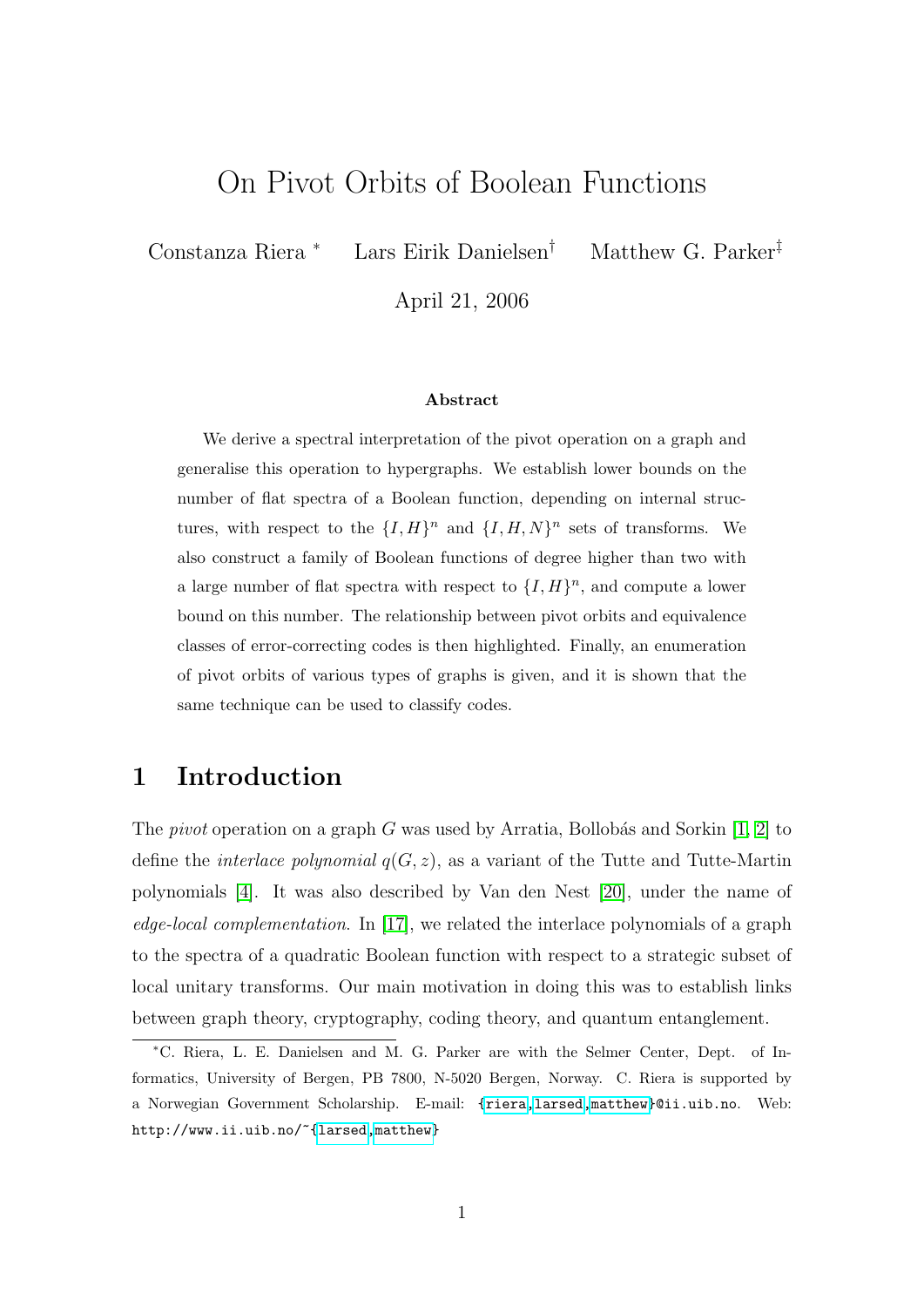# On Pivot Orbits of Boolean Functions

Constanza Riera [*] Lars Eirik Danielsen[†] Matthew G. Parker[‡]

April 21, 2006

### Abstract

We derive a spectral interpretation of the pivot operation on a graph and generalise this operation to hypergraphs. We establish lower bounds on the number of flat spectra of a Boolean function, depending on internal structures, with respect to the $\{I, H\}^n$ and $\{I, H, N\}^n$ sets of transforms. We also construct a family of Boolean functions of degree higher than two with a large number of flat spectra with respect to $\{I, H\}^n$, and compute a lower bound on this number. The relationship between pivot orbits and equivalence classes of error-correcting codes is then highlighted. Finally, an enumeration of pivot orbits of various types of graphs is given, and it is shown that the same technique can be used to classify codes.

## 1 Introduction

The *pivot* operation on a graph $G$ was used by Arratia, Bollobás and Sorkin [1, 2] to define the *interlace polynomial* $q(G, z)$, as a variant of the Tutte and Tutte-Martin polynomials [4]. It was also described by Van den Nest [20], under the name of *edge-local complementation*. In [17], we related the interlace polynomials of a graph to the spectra of a quadratic Boolean function with respect to a strategic subset of local unitary transforms. Our main motivation in doing this was to establish links between graph theory, cryptography, coding theory, and quantum entanglement.

[*] C. Riera, L. E. Danielsen and M. G. Parker are with the Selmer Center, Dept. of Informatics, University of Bergen, PB 7800, N-5020 Bergen, Norway. C. Riera is supported by a Norwegian Government Scholarship. E-mail: {riera,larsed,matthew}@ii.uib.no. Web: http://www.ii.uib.no/~{larsed,matthew}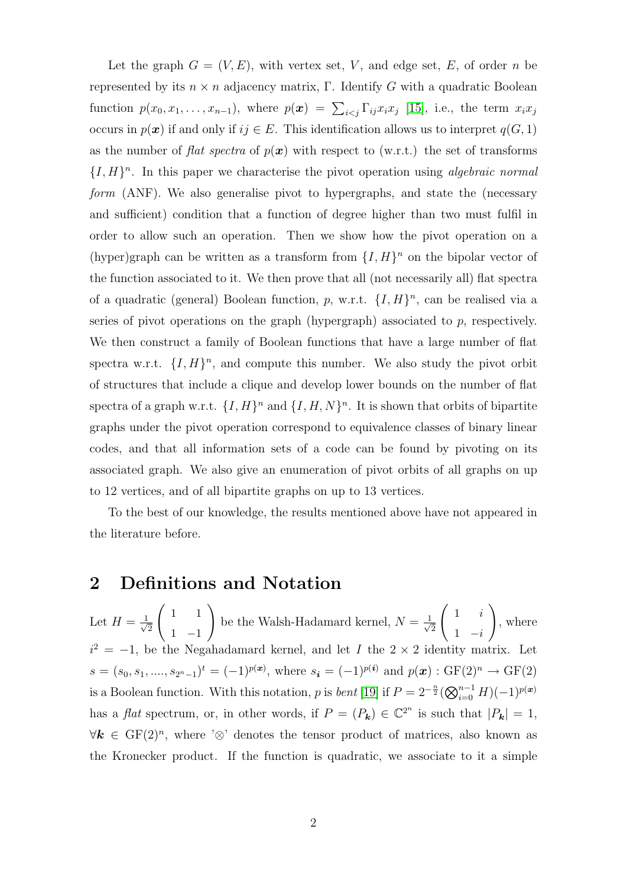Let the graph $G = (V, E)$, with vertex set, $V$, and edge set, $E$, of order $n$ be represented by its $n \times n$ adjacency matrix, $\Gamma$. Identify $G$ with a quadratic Boolean function $p(x_0, x_1, \ldots, x_{n-1})$, where $p(\boldsymbol{x}) = \sum_{i<j} \Gamma_{ij} x_i x_j$ [15], i.e., the term $x_i x_j$ occurs in $p(\boldsymbol{x})$ if and only if $ij \in E$. This identification allows us to interpret $q(G, 1)$ as the number of *flat spectra* of $p(\boldsymbol{x})$ with respect to (w.r.t.) the set of transforms $\{I, H\}^n$. In this paper we characterise the pivot operation using *algebraic normal form* (ANF). We also generalise pivot to hypergraphs, and state the (necessary and sufficient) condition that a function of degree higher than two must fulfil in order to allow such an operation. Then we show how the pivot operation on a (hyper)graph can be written as a transform from $\{I, H\}^n$ on the bipolar vector of the function associated to it. We then prove that all (not necessarily all) flat spectra of a quadratic (general) Boolean function, $p$, w.r.t. $\{I, H\}^n$, can be realised via a series of pivot operations on the graph (hypergraph) associated to $p$, respectively. We then construct a family of Boolean functions that have a large number of flat spectra w.r.t. $\{I, H\}^n$, and compute this number. We also study the pivot orbit of structures that include a clique and develop lower bounds on the number of flat spectra of a graph w.r.t. $\{I, H\}^n$ and $\{I, H, N\}^n$. It is shown that orbits of bipartite graphs under the pivot operation correspond to equivalence classes of binary linear codes, and that all information sets of a code can be found by pivoting on its associated graph. We also give an enumeration of pivot orbits of all graphs on up to 12 vertices, and of all bipartite graphs on up to 13 vertices.

To the best of our knowledge, the results mentioned above have not appeared in the literature before.

## 2 Definitions and Notation

Let $H = \frac{1}{\sqrt{2}} \begin{pmatrix} 1 & 1 \\ 1 & -1 \end{pmatrix}$ be the Walsh-Hadamard kernel, $N = \frac{1}{\sqrt{2}} \begin{pmatrix} 1 & i \\ 1 & -i \end{pmatrix}$, where $i^2 = -1$, be the Negahadamard kernel, and let $I$ the $2 \times 2$ identity matrix. Let $s = (s_0, s_1, ...., s_{2^n-1})^t = (-1)^{p(\boldsymbol{x})}$, where $s_{\boldsymbol{i}} = (-1)^{p(\boldsymbol{i})}$ and $p(\boldsymbol{x}) : \mathrm{GF}(2)^n \rightarrow \mathrm{GF}(2)$ is a Boolean function. With this notation, $p$ is *bent* [19] if $P = 2^{-\frac{n}{2}} (\bigotimes_{i=0}^{n-1} H)(-1)^{p(\boldsymbol{x})}$ has a *flat* spectrum, or, in other words, if $P = (P_{\boldsymbol{k}}) \in \mathbb{C}^{2^n}$ is such that $|P_{\boldsymbol{k}}| = 1$, $\forall \boldsymbol{k} \in \mathrm{GF}(2)^n$, where '$\otimes$' denotes the tensor product of matrices, also known as the Kronecker product. If the function is quadratic, we associate to it a simple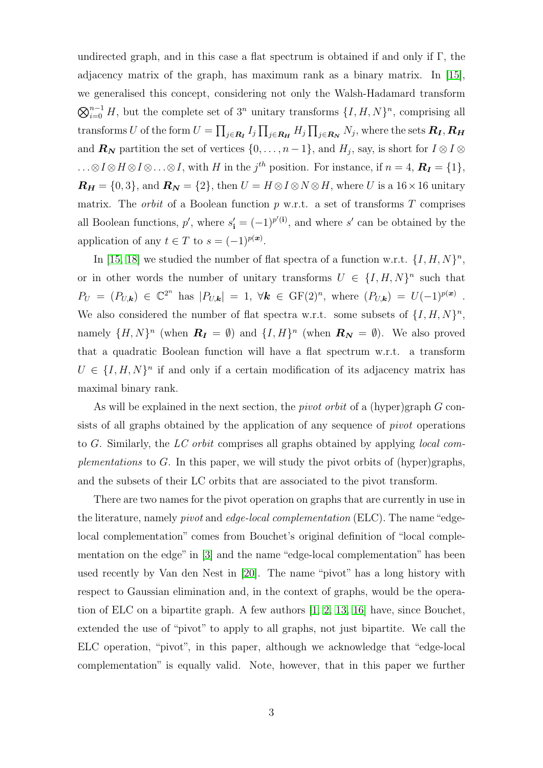undirected graph, and in this case a flat spectrum is obtained if and only if $\Gamma$, the adjacency matrix of the graph, has maximum rank as a binary matrix. In [15], we generalised this concept, considering not only the Walsh-Hadamard transform $\bigotimes_{i=0}^{n-1} H$, but the complete set of $3^n$ unitary transforms $\{I, H, N\}^n$, comprising all transforms $U$ of the form $U = \prod_{j \in \boldsymbol{R_I}} I_j \prod_{j \in \boldsymbol{R_H}} H_j \prod_{j \in \boldsymbol{R_N}} N_j$, where the sets $\boldsymbol{R_I}, \boldsymbol{R_H}$ and $\boldsymbol{R_N}$ partition the set of vertices $\{0, \ldots, n-1\}$, and $H_j$, say, is short for $I \otimes I \otimes \ldots \otimes I \otimes H \otimes I \otimes \ldots \otimes I$, with $H$ in the $j^{th}$ position. For instance, if $n = 4$, $\boldsymbol{R_I} = \{1\}$, $\boldsymbol{R_H} = \{0, 3\}$, and $\boldsymbol{R_N} = \{2\}$, then $U = H \otimes I \otimes N \otimes H$, where $U$ is a $16 \times 16$ unitary matrix. The *orbit* of a Boolean function $p$ w.r.t. a set of transforms $T$ comprises all Boolean functions, $p'$, where $s'_{\mathbf{i}} = (-1)^{p'(\mathbf{i})}$, and where $s'$ can be obtained by the application of any $t \in T$ to $s = (-1)^{p(\boldsymbol{x})}$.

In [15, 18] we studied the number of flat spectra of a function w.r.t. $\{I, H, N\}^n$, or in other words the number of unitary transforms $U \in \{I, H, N\}^n$ such that $P_U = (P_{U,\boldsymbol{k}}) \in \mathbb{C}^{2^n}$ has $|P_{U,\boldsymbol{k}}| = 1$, $\forall \boldsymbol{k} \in \mathrm{GF}(2)^n$, where $(P_{U,\boldsymbol{k}}) = U(-1)^{p(\boldsymbol{x})}$ . We also considered the number of flat spectra w.r.t. some subsets of $\{I, H, N\}^n$, namely $\{H, N\}^n$ (when $\boldsymbol{R_I} = \emptyset$) and $\{I, H\}^n$ (when $\boldsymbol{R_N} = \emptyset$). We also proved that a quadratic Boolean function will have a flat spectrum w.r.t. a transform $U \in \{I, H, N\}^n$ if and only if a certain modification of its adjacency matrix has maximal binary rank.

As will be explained in the next section, the *pivot orbit* of a (hyper)graph $G$ consists of all graphs obtained by the application of any sequence of *pivot* operations to $G$. Similarly, the *LC orbit* comprises all graphs obtained by applying *local complementations* to $G$. In this paper, we will study the pivot orbits of (hyper)graphs, and the subsets of their LC orbits that are associated to the pivot transform.

There are two names for the pivot operation on graphs that are currently in use in the literature, namely *pivot* and *edge-local complementation* (ELC). The name "edge-local complementation" comes from Bouchet's original definition of "local complementation on the edge" in [3] and the name "edge-local complementation" has been used recently by Van den Nest in [20]. The name "pivot" has a long history with respect to Gaussian elimination and, in the context of graphs, would be the operation of ELC on a bipartite graph. A few authors [1, 2, 13, 16] have, since Bouchet, extended the use of "pivot" to apply to all graphs, not just bipartite. We call the ELC operation, "pivot", in this paper, although we acknowledge that "edge-local complementation" is equally valid. Note, however, that in this paper we further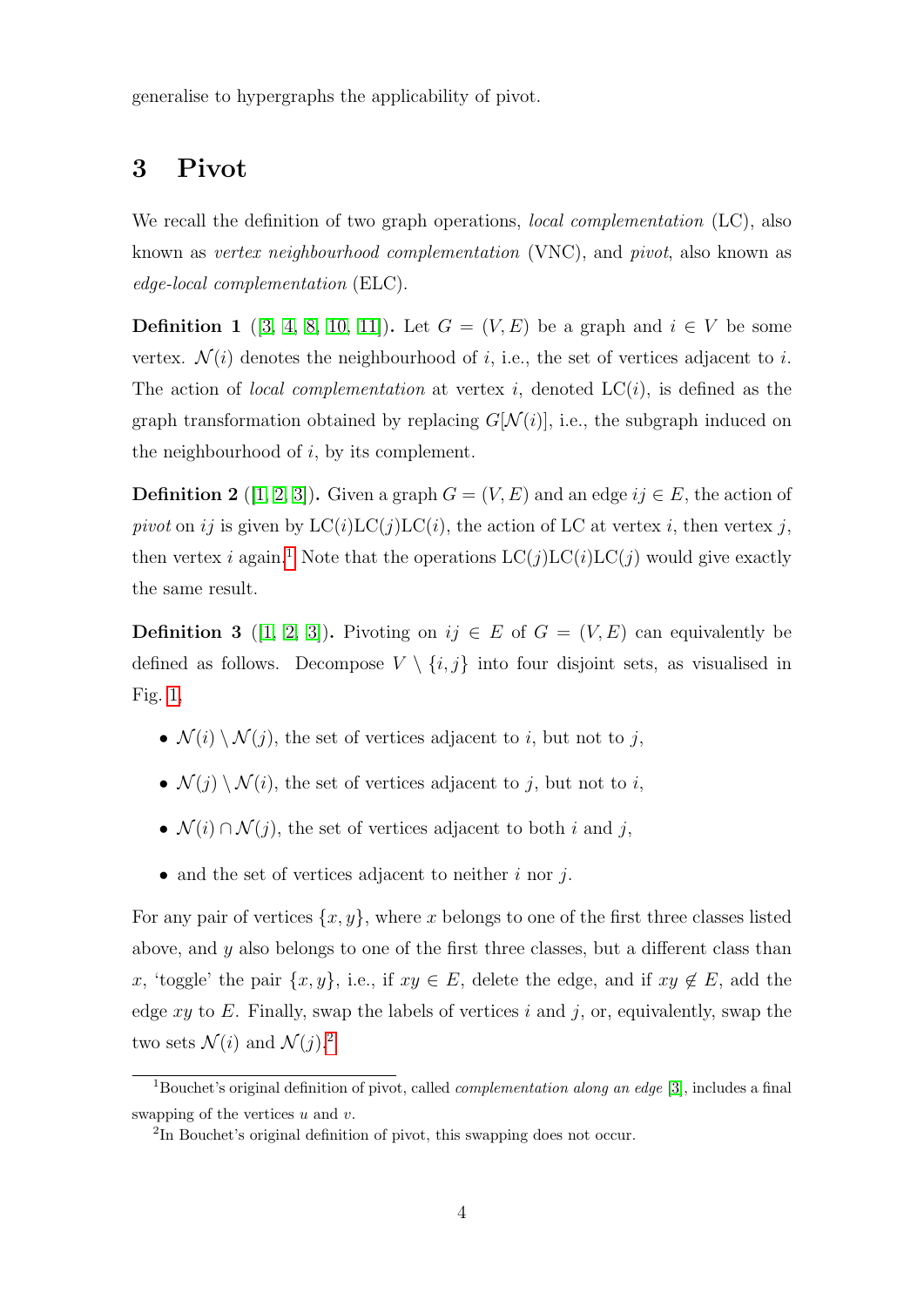generalise to hypergraphs the applicability of pivot.

## 3 Pivot

We recall the definition of two graph operations, *local complementation* (LC), also known as *vertex neighbourhood complementation* (VNC), and *pivot*, also known as *edge-local complementation* (ELC).

**Definition 1** ([3, 4, 8, 10, 11]). Let $G = (V, E)$ be a graph and $i \in V$ be some vertex. $\mathcal{N}(i)$ denotes the neighbourhood of $i$, i.e., the set of vertices adjacent to $i$. The action of *local complementation* at vertex $i$, denoted $\mathrm{LC}(i)$, is defined as the graph transformation obtained by replacing $G[\mathcal{N}(i)]$, i.e., the subgraph induced on the neighbourhood of $i$, by its complement.

**Definition 2** ([1, 2, 3]). Given a graph $G = (V, E)$ and an edge $ij \in E$, the action of *pivot* on $ij$ is given by $\mathrm{LC}(i)\mathrm{LC}(j)\mathrm{LC}(i)$, the action of LC at vertex $i$, then vertex $j$, then vertex $i$ again.[1] Note that the operations $\mathrm{LC}(j)\mathrm{LC}(i)\mathrm{LC}(j)$ would give exactly the same result.

**Definition 3** ([1, 2, 3]). Pivoting on $ij \in E$ of $G = (V, E)$ can equivalently be defined as follows. Decompose $V \setminus \{i, j\}$ into four disjoint sets, as visualised in Fig. 1,

- $\mathcal{N}(i) \setminus \mathcal{N}(j)$, the set of vertices adjacent to $i$, but not to $j$,
- $\mathcal{N}(j) \setminus \mathcal{N}(i)$, the set of vertices adjacent to $j$, but not to $i$,
- $\mathcal{N}(i) \cap \mathcal{N}(j)$, the set of vertices adjacent to both $i$ and $j$,
- and the set of vertices adjacent to neither $i$ nor $j$.

For any pair of vertices $\{x, y\}$, where $x$ belongs to one of the first three classes listed above, and $y$ also belongs to one of the first three classes, but a different class than $x$, 'toggle' the pair $\{x, y\}$, i.e., if $xy \in E$, delete the edge, and if $xy \notin E$, add the edge $xy$ to $E$. Finally, swap the labels of vertices $i$ and $j$, or, equivalently, swap the two sets $\mathcal{N}(i)$ and $\mathcal{N}(j)$.[2]

[1] Bouchet's original definition of pivot, called *complementation along an edge* [3], includes a final swapping of the vertices $u$ and $v$.

[2] In Bouchet's original definition of pivot, this swapping does not occur.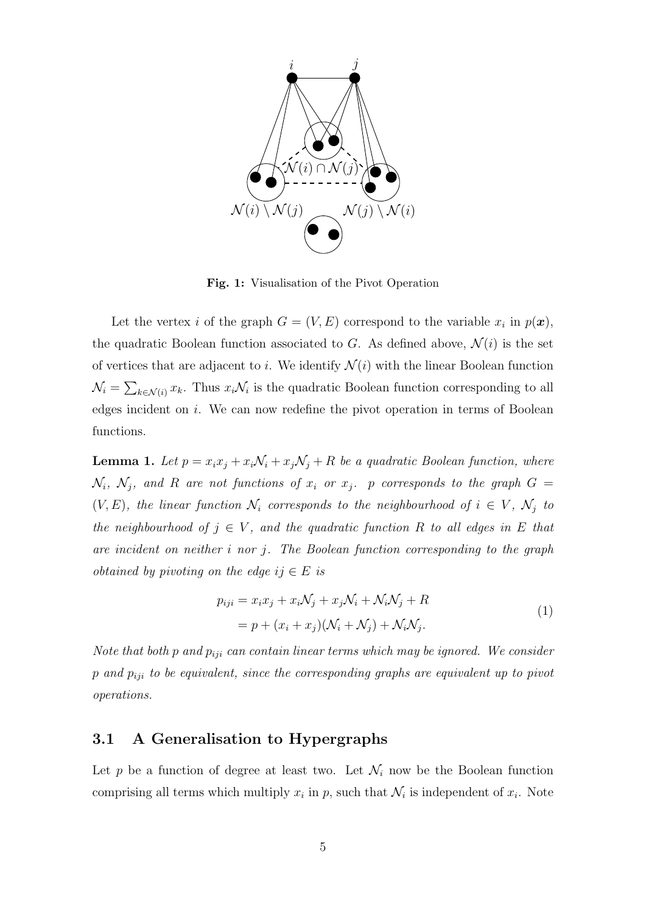Fig. 1: Visualisation of the Pivot Operation

Let the vertex $i$ of the graph $G = (V, E)$ correspond to the variable $x_i$ in $p(\boldsymbol{x})$, the quadratic Boolean function associated to $G$. As defined above, $\mathcal{N}(i)$ is the set of vertices that are adjacent to $i$. We identify $\mathcal{N}(i)$ with the linear Boolean function $\mathcal{N}_i = \sum_{k \in \mathcal{N}(i)} x_k$. Thus $x_i \mathcal{N}_i$ is the quadratic Boolean function corresponding to all edges incident on $i$. We can now redefine the pivot operation in terms of Boolean functions.

**Lemma 1.** *Let $p = x_i x_j + x_i \mathcal{N}_i + x_j \mathcal{N}_j + R$ be a quadratic Boolean function, where $\mathcal{N}_i$, $\mathcal{N}_j$, and $R$ are not functions of $x_i$ or $x_j$. $p$ corresponds to the graph $G = (V, E)$, the linear function $\mathcal{N}_i$ corresponds to the neighbourhood of $i \in V$, $\mathcal{N}_j$ to the neighbourhood of $j \in V$, and the quadratic function $R$ to all edges in $E$ that are incident on neither $i$ nor $j$. The Boolean function corresponding to the graph obtained by pivoting on the edge $ij \in E$ is*

$$
\begin{aligned}
p_{iji} &= x_i x_j + x_i \mathcal{N}_j + x_j \mathcal{N}_i + \mathcal{N}_i \mathcal{N}_j + R \\
&= p + (x_i + x_j)(\mathcal{N}_i + \mathcal{N}_j) + \mathcal{N}_i \mathcal{N}_j.
\end{aligned} \tag{1}
$$

*Note that both $p$ and $p_{iji}$ can contain linear terms which may be ignored. We consider $p$ and $p_{iji}$ to be equivalent, since the corresponding graphs are equivalent up to pivot operations.*

### 3.1 A Generalisation to Hypergraphs

Let $p$ be a function of degree at least two. Let $\mathcal{N}_i$ now be the Boolean function comprising all terms which multiply $x_i$ in $p$, such that $\mathcal{N}_i$ is independent of $x_i$. Note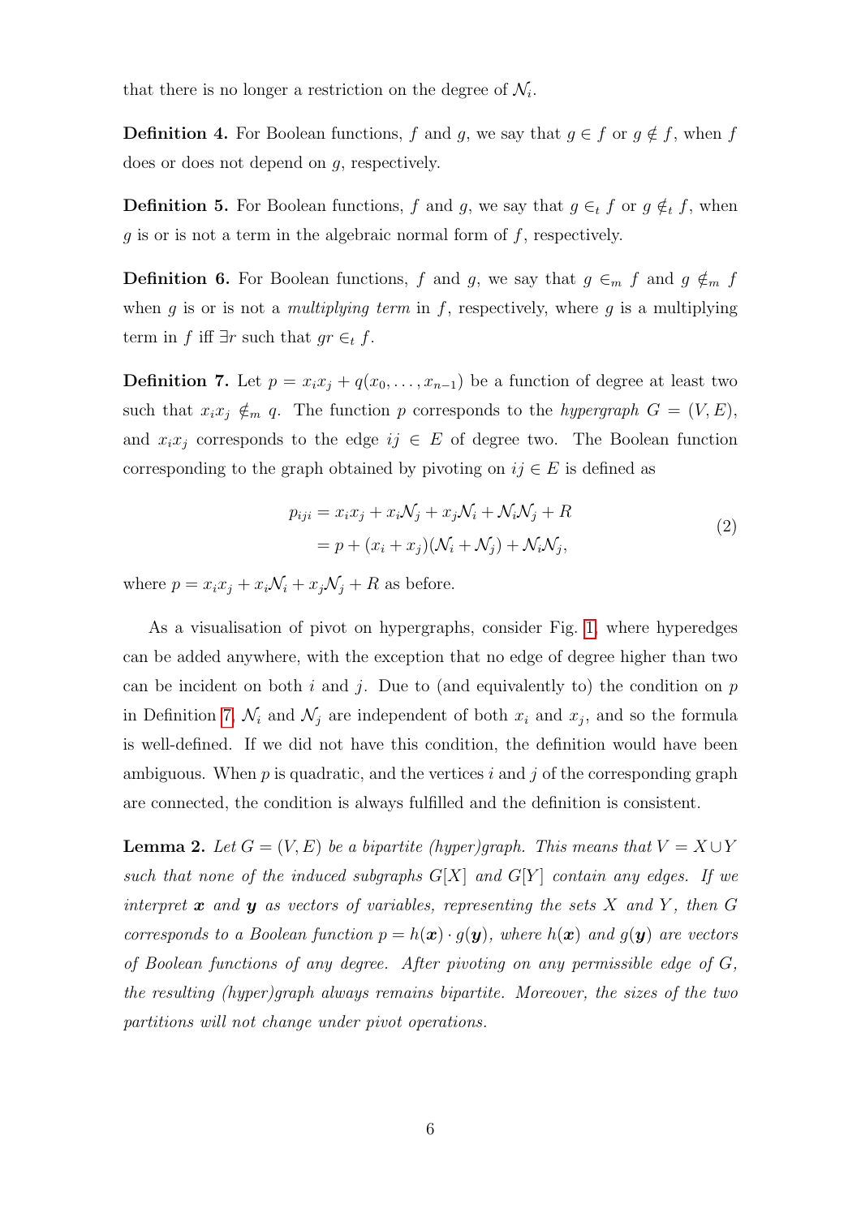that there is no longer a restriction on the degree of $\mathcal{N}_i$.

**Definition 4.** For Boolean functions, $f$ and $g$, we say that $g \in f$ or $g \notin f$, when $f$ does or does not depend on $g$, respectively.

**Definition 5.** For Boolean functions, $f$ and $g$, we say that $g \in_t f$ or $g \notin_t f$, when $g$ is or is not a term in the algebraic normal form of $f$, respectively.

**Definition 6.** For Boolean functions, $f$ and $g$, we say that $g \in_m f$ and $g \notin_m f$ when $g$ is or is not a *multiplying term* in $f$, respectively, where $g$ is a multiplying term in $f$ iff $\exists r$ such that $gr \in_t f$.

**Definition 7.** Let $p = x_i x_j + q(x_0, \ldots, x_{n-1})$ be a function of degree at least two such that $x_i x_j \notin_m q$. The function $p$ corresponds to the *hypergraph* $G = (V, E)$, and $x_i x_j$ corresponds to the edge $ij \in E$ of degree two. The Boolean function corresponding to the graph obtained by pivoting on $ij \in E$ is defined as

$$\begin{aligned} p_{iji} &= x_i x_j + x_i \mathcal{N}_j + x_j \mathcal{N}_i + \mathcal{N}_i \mathcal{N}_j + R \\ &= p + (x_i + x_j)(\mathcal{N}_i + \mathcal{N}_j) + \mathcal{N}_i \mathcal{N}_j, \end{aligned} \tag{2}$$

where $p = x_i x_j + x_i \mathcal{N}_i + x_j \mathcal{N}_j + R$ as before.

As a visualisation of pivot on hypergraphs, consider Fig. 1, where hyperedges can be added anywhere, with the exception that no edge of degree higher than two can be incident on both $i$ and $j$. Due to (and equivalently to) the condition on $p$ in Definition 7, $\mathcal{N}_i$ and $\mathcal{N}_j$ are independent of both $x_i$ and $x_j$, and so the formula is well-defined. If we did not have this condition, the definition would have been ambiguous. When $p$ is quadratic, and the vertices $i$ and $j$ of the corresponding graph are connected, the condition is always fulfilled and the definition is consistent.

**Lemma 2.** *Let $G = (V, E)$ be a bipartite (hyper)graph. This means that $V = X \cup Y$ such that none of the induced subgraphs $G[X]$ and $G[Y]$ contain any edges. If we interpret $\boldsymbol{x}$ and $\boldsymbol{y}$ as vectors of variables, representing the sets $X$ and $Y$, then $G$ corresponds to a Boolean function $p = h(\boldsymbol{x}) \cdot g(\boldsymbol{y})$, where $h(\boldsymbol{x})$ and $g(\boldsymbol{y})$ are vectors of Boolean functions of any degree. After pivoting on any permissible edge of $G$, the resulting (hyper)graph always remains bipartite. Moreover, the sizes of the two partitions will not change under pivot operations.*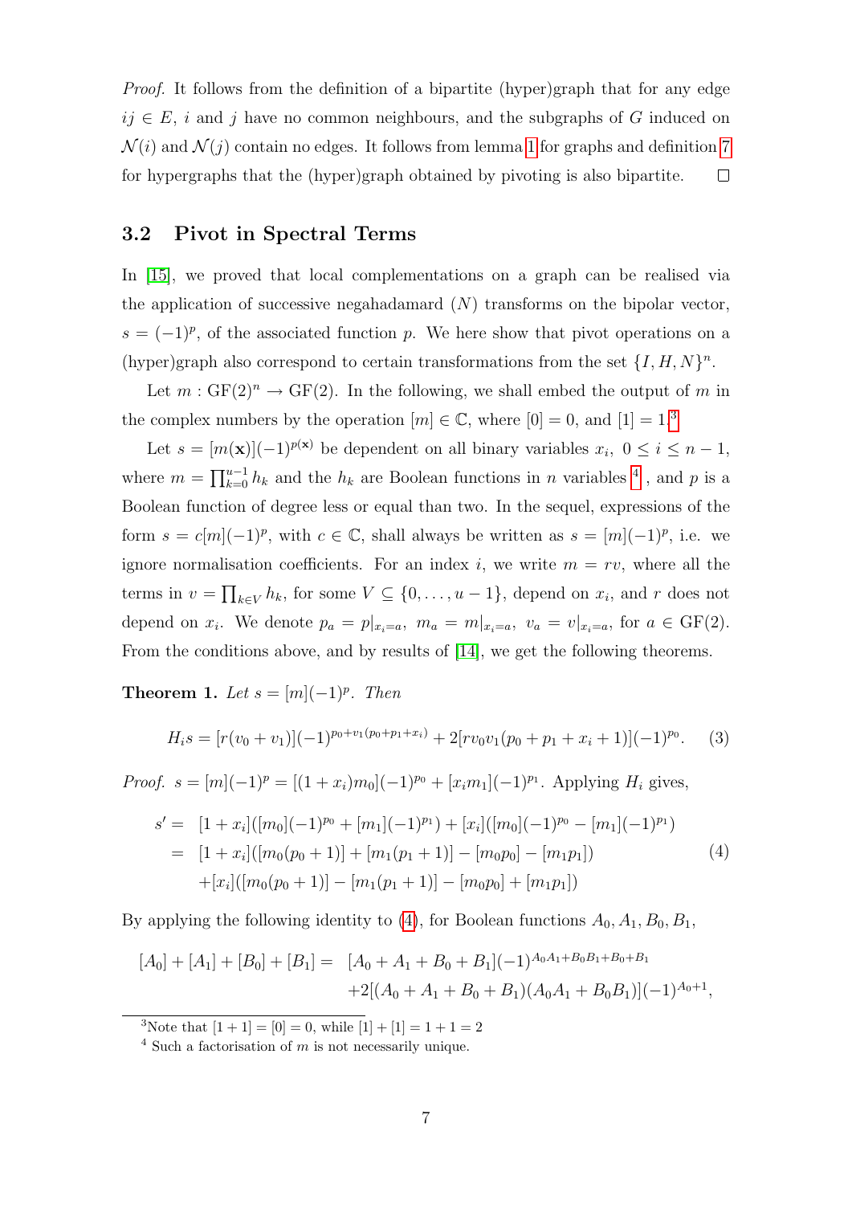*Proof.* It follows from the definition of a bipartite (hyper)graph that for any edge $ij \in E$, $i$ and $j$ have no common neighbours, and the subgraphs of $G$ induced on $\mathcal{N}(i)$ and $\mathcal{N}(j)$ contain no edges. It follows from lemma 1 for graphs and definition 7 for hypergraphs that the (hyper)graph obtained by pivoting is also bipartite. $\square$

## 3.2 Pivot in Spectral Terms

In [15], we proved that local complementations on a graph can be realised via the application of successive negahadamard ($N$) transforms on the bipolar vector, $s = (-1)^p$, of the associated function $p$. We here show that pivot operations on a (hyper)graph also correspond to certain transformations from the set $\{I, H, N\}^n$.

Let $m : \mathrm{GF}(2)^n \rightarrow \mathrm{GF}(2)$. In the following, we shall embed the output of $m$ in the complex numbers by the operation $[m] \in \mathbb{C}$, where $[0] = 0$, and $[1] = 1$.[3]

Let $s = [m(\mathbf{x})](-1)^{p(\mathbf{x})}$ be dependent on all binary variables $x_i$, $0 \leq i \leq n-1$, where $m = \prod_{k=0}^{u-1} h_k$ and the $h_k$ are Boolean functions in $n$ variables [4], and $p$ is a Boolean function of degree less or equal than two. In the sequel, expressions of the form $s = c[m](-1)^p$, with $c \in \mathbb{C}$, shall always be written as $s = [m](-1)^p$, i.e. we ignore normalisation coefficients. For an index $i$, we write $m = rv$, where all the terms in $v = \prod_{k \in V} h_k$, for some $V \subseteq \{0, \ldots, u-1\}$, depend on $x_i$, and $r$ does not depend on $x_i$. We denote $p_a = p|_{x_i=a}$, $m_a = m|_{x_i=a}$, $v_a = v|_{x_i=a}$, for $a \in \mathrm{GF}(2)$. From the conditions above, and by results of [14], we get the following theorems.

**Theorem 1.** *Let $s = [m](-1)^p$. Then*

$$H_i s = [r(v_0 + v_1)](-1)^{p_0 + v_1(p_0 + p_1 + x_i)} + 2[rv_0 v_1(p_0 + p_1 + x_i + 1)](-1)^{p_0}. \quad (3)$$

*Proof.* $s = [m](-1)^p = [(1 + x_i)m_0](-1)^{p_0} + [x_i m_1](-1)^{p_1}$. Applying $H_i$ gives,

$$\begin{aligned} s' = \; & [1 + x_i]([m_0](-1)^{p_0} + [m_1](-1)^{p_1}) + [x_i]([m_0](-1)^{p_0} - [m_1](-1)^{p_1}) \\ = \; & [1 + x_i]([m_0(p_0 + 1)] + [m_1(p_1 + 1)] - [m_0 p_0] - [m_1 p_1]) \\ & + [x_i]([m_0(p_0 + 1)] - [m_1(p_1 + 1)] - [m_0 p_0] + [m_1 p_1]) \end{aligned} \quad (4)$$

By applying the following identity to (4), for Boolean functions $A_0, A_1, B_0, B_1$,

$$\begin{aligned} [A_0] + [A_1] + [B_0] + [B_1] = \; & [A_0 + A_1 + B_0 + B_1](-1)^{A_0 A_1 + B_0 B_1 + B_0 + B_1} \\ & + 2[(A_0 + A_1 + B_0 + B_1)(A_0 A_1 + B_0 B_1)](-1)^{A_0 + 1}, \end{aligned}$$

[3] Note that $[1 + 1] = [0] = 0$, while $[1] + [1] = 1 + 1 = 2$

[4] Such a factorisation of $m$ is not necessarily unique.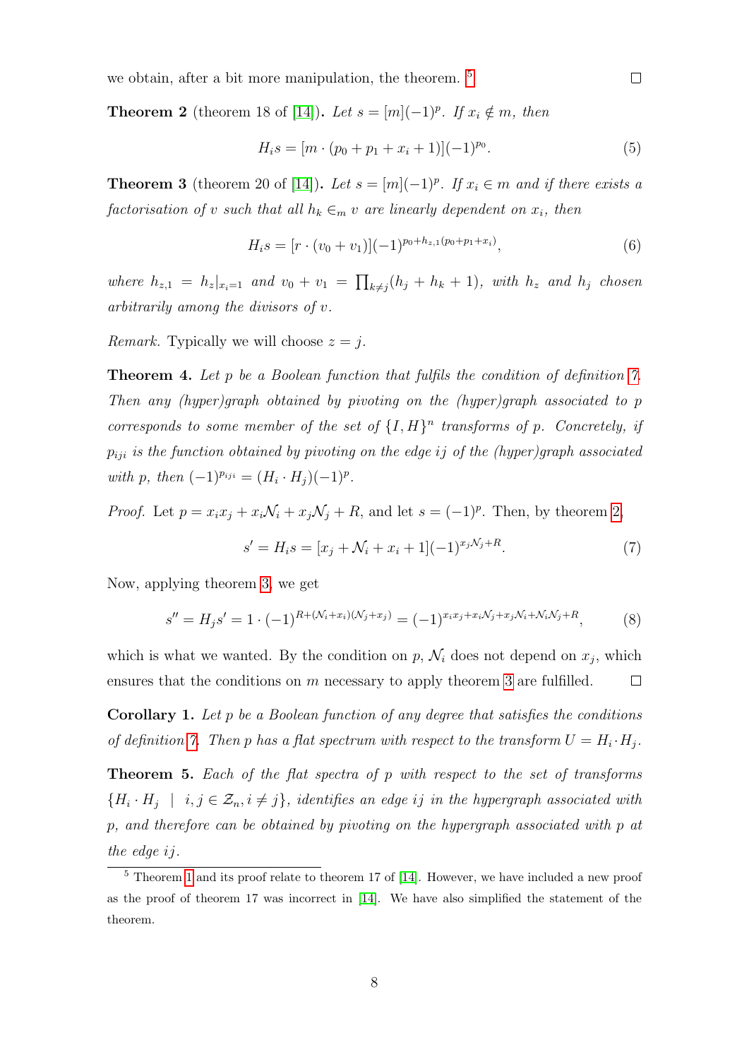we obtain, after a bit more manipulation, the theorem. [5] ☐

**Theorem 2** (theorem 18 of [14]). *Let $s = [m](-1)^p$. If $x_i \notin m$, then*

$$H_i s = [m \cdot (p_0 + p_1 + x_i + 1)](-1)^{p_0}. \tag{5}$$

**Theorem 3** (theorem 20 of [14]). *Let $s = [m](-1)^p$. If $x_i \in m$ and if there exists a factorisation of $v$ such that all $h_k \in_m v$ are linearly dependent on $x_i$, then*

$$H_i s = [r \cdot (v_0 + v_1)](-1)^{p_0 + h_{z,1}(p_0+p_1+x_i)}, \tag{6}$$

*where $h_{z,1} = h_z|_{x_i=1}$ and $v_0 + v_1 = \prod_{k \neq j}(h_j + h_k + 1)$, with $h_z$ and $h_j$ chosen arbitrarily among the divisors of $v$.*

*Remark.* Typically we will choose $z = j$.

**Theorem 4.** *Let $p$ be a Boolean function that fulfils the condition of definition 7. Then any (hyper)graph obtained by pivoting on the (hyper)graph associated to $p$ corresponds to some member of the set of $\{I, H\}^n$ transforms of $p$. Concretely, if $p_{iji}$ is the function obtained by pivoting on the edge $ij$ of the (hyper)graph associated with $p$, then $(-1)^{p_{iji}} = (H_i \cdot H_j)(-1)^p$.*

*Proof.* Let $p = x_i x_j + x_i \mathcal{N}_i + x_j \mathcal{N}_j + R$, and let $s = (-1)^p$. Then, by theorem 2,

$$s' = H_i s = [x_j + \mathcal{N}_i + x_i + 1](-1)^{x_j \mathcal{N}_j + R}. \tag{7}$$

Now, applying theorem 3, we get

$$s'' = H_j s' = 1 \cdot (-1)^{R + (\mathcal{N}_i + x_i)(\mathcal{N}_j + x_j)} = (-1)^{x_i x_j + x_i \mathcal{N}_j + x_j \mathcal{N}_i + \mathcal{N}_i \mathcal{N}_j + R}, \tag{8}$$

which is what we wanted. By the condition on $p$, $\mathcal{N}_i$ does not depend on $x_j$, which ensures that the conditions on $m$ necessary to apply theorem 3 are fulfilled. ☐

**Corollary 1.** *Let $p$ be a Boolean function of any degree that satisfies the conditions of definition 7. Then $p$ has a flat spectrum with respect to the transform $U = H_i \cdot H_j$.*

**Theorem 5.** *Each of the flat spectra of $p$ with respect to the set of transforms $\{H_i \cdot H_j \mid i, j \in \mathcal{Z}_n, i \neq j\}$, identifies an edge $ij$ in the hypergraph associated with $p$, and therefore can be obtained by pivoting on the hypergraph associated with $p$ at the edge $ij$.*

---

[5] Theorem 1 and its proof relate to theorem 17 of [14]. However, we have included a new proof as the proof of theorem 17 was incorrect in [14]. We have also simplified the statement of the theorem.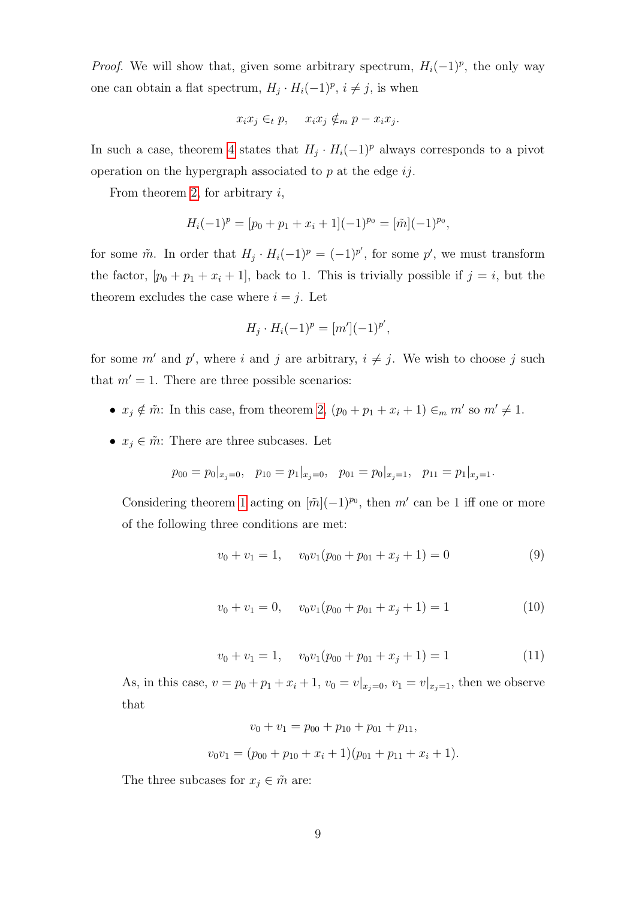*Proof.* We will show that, given some arbitrary spectrum, $H_i(-1)^p$, the only way one can obtain a flat spectrum, $H_j \cdot H_i(-1)^p$, $i \neq j$, is when

$$x_i x_j \in_t p, \quad x_i x_j \notin_m p - x_i x_j.$$

In such a case, theorem 4 states that $H_j \cdot H_i(-1)^p$ always corresponds to a pivot operation on the hypergraph associated to $p$ at the edge $ij$.

From theorem 2, for arbitrary $i$,

$$H_i(-1)^p = [p_0 + p_1 + x_i + 1](-1)^{p_0} = [\tilde{m}](-1)^{p_0},$$

for some $\tilde{m}$. In order that $H_j \cdot H_i(-1)^p = (-1)^{p'}$, for some $p'$, we must transform the factor, $[p_0 + p_1 + x_i + 1]$, back to 1. This is trivially possible if $j = i$, but the theorem excludes the case where $i = j$. Let

$$H_j \cdot H_i(-1)^p = [m'](-1)^{p'},$$

for some $m'$ and $p'$, where $i$ and $j$ are arbitrary, $i \neq j$. We wish to choose $j$ such that $m' = 1$. There are three possible scenarios:

- $x_j \notin \tilde{m}$: In this case, from theorem 2, $(p_0 + p_1 + x_i + 1) \in_m m'$ so $m' \neq 1$.
- $x_j \in \tilde{m}$: There are three subcases. Let

  $$p_{00} = p_0|_{x_j=0}, \quad p_{10} = p_1|_{x_j=0}, \quad p_{01} = p_0|_{x_j=1}, \quad p_{11} = p_1|_{x_j=1}.$$

  Considering theorem 1 acting on $[\tilde{m}](-1)^{p_0}$, then $m'$ can be 1 iff one or more of the following three conditions are met:

  $$v_0 + v_1 = 1, \quad v_0 v_1 (p_{00} + p_{01} + x_j + 1) = 0 \tag{9}$$

  $$v_0 + v_1 = 0, \quad v_0 v_1 (p_{00} + p_{01} + x_j + 1) = 1 \tag{10}$$

  $$v_0 + v_1 = 1, \quad v_0 v_1 (p_{00} + p_{01} + x_j + 1) = 1 \tag{11}$$

  As, in this case, $v = p_0 + p_1 + x_i + 1$, $v_0 = v|_{x_j=0}$, $v_1 = v|_{x_j=1}$, then we observe that

  $$v_0 + v_1 = p_{00} + p_{10} + p_{01} + p_{11},$$

  $$v_0 v_1 = (p_{00} + p_{10} + x_i + 1)(p_{01} + p_{11} + x_i + 1).$$

  The three subcases for $x_j \in \tilde{m}$ are: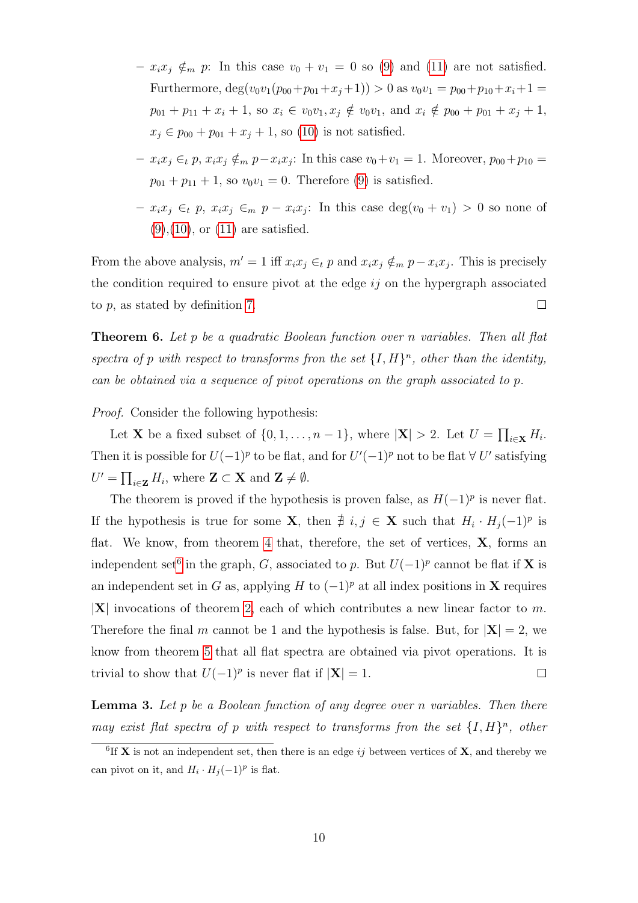– $x_i x_j \notin_m p$: In this case $v_0 + v_1 = 0$ so (9) and (11) are not satisfied. Furthermore, $\deg(v_0 v_1 (p_{00} + p_{01} + x_j + 1)) > 0$ as $v_0 v_1 = p_{00} + p_{10} + x_i + 1 = p_{01} + p_{11} + x_i + 1$, so $x_i \in v_0 v_1, x_j \notin v_0 v_1$, and $x_i \notin p_{00} + p_{01} + x_j + 1$, $x_j \in p_{00} + p_{01} + x_j + 1$, so (10) is not satisfied.

– $x_i x_j \in_t p$, $x_i x_j \notin_m p - x_i x_j$: In this case $v_0 + v_1 = 1$. Moreover, $p_{00} + p_{10} = p_{01} + p_{11} + 1$, so $v_0 v_1 = 0$. Therefore (9) is satisfied.

– $x_i x_j \in_t p$, $x_i x_j \in_m p - x_i x_j$: In this case $\deg(v_0 + v_1) > 0$ so none of (9),(10), or (11) are satisfied.

From the above analysis, $m' = 1$ iff $x_i x_j \in_t p$ and $x_i x_j \notin_m p - x_i x_j$. This is precisely the condition required to ensure pivot at the edge $ij$ on the hypergraph associated to $p$, as stated by definition 7. □

**Theorem 6.** *Let $p$ be a quadratic Boolean function over $n$ variables. Then all flat spectra of $p$ with respect to transforms from the set $\{I, H\}^n$, other than the identity, can be obtained via a sequence of pivot operations on the graph associated to $p$.*

*Proof.* Consider the following hypothesis:

Let $\mathbf{X}$ be a fixed subset of $\{0, 1, \ldots, n-1\}$, where $|\mathbf{X}| > 2$. Let $U = \prod_{i \in \mathbf{X}} H_i$. Then it is possible for $U(-1)^p$ to be flat, and for $U'(-1)^p$ not to be flat $\forall\, U'$ satisfying $U' = \prod_{i \in \mathbf{Z}} H_i$, where $\mathbf{Z} \subset \mathbf{X}$ and $\mathbf{Z} \neq \emptyset$.

The theorem is proved if the hypothesis is proven false, as $H(-1)^p$ is never flat. If the hypothesis is true for some $\mathbf{X}$, then $\nexists\, i, j \in \mathbf{X}$ such that $H_i \cdot H_j(-1)^p$ is flat. We know, from theorem 4 that, therefore, the set of vertices, $\mathbf{X}$, forms an independent set[6] in the graph, $G$, associated to $p$. But $U(-1)^p$ cannot be flat if $\mathbf{X}$ is an independent set in $G$ as, applying $H$ to $(-1)^p$ at all index positions in $\mathbf{X}$ requires $|\mathbf{X}|$ invocations of theorem 2, each of which contributes a new linear factor to $m$. Therefore the final $m$ cannot be 1 and the hypothesis is false. But, for $|\mathbf{X}| = 2$, we know from theorem 5 that all flat spectra are obtained via pivot operations. It is trivial to show that $U(-1)^p$ is never flat if $|\mathbf{X}| = 1$. □

**Lemma 3.** *Let $p$ be a Boolean function of any degree over $n$ variables. Then there may exist flat spectra of $p$ with respect to transforms from the set $\{I, H\}^n$, other*

[6] If $\mathbf{X}$ is not an independent set, then there is an edge $ij$ between vertices of $\mathbf{X}$, and thereby we can pivot on it, and $H_i \cdot H_j(-1)^p$ is flat.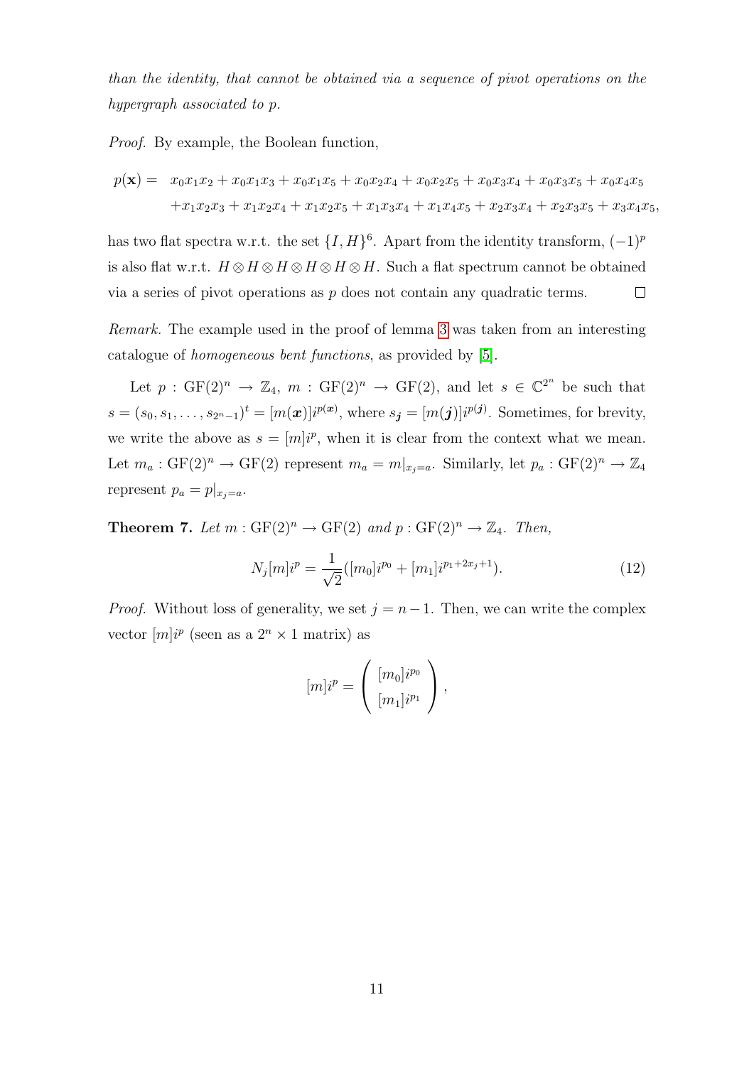*than the identity, that cannot be obtained via a sequence of pivot operations on the hypergraph associated to p.*

*Proof.* By example, the Boolean function,

$$\begin{aligned} p(\mathbf{x}) = \;& x_0x_1x_2 + x_0x_1x_3 + x_0x_1x_5 + x_0x_2x_4 + x_0x_2x_5 + x_0x_3x_4 + x_0x_3x_5 + x_0x_4x_5 \\ & + x_1x_2x_3 + x_1x_2x_4 + x_1x_2x_5 + x_1x_3x_4 + x_1x_4x_5 + x_2x_3x_4 + x_2x_3x_5 + x_3x_4x_5, \end{aligned}$$

has two flat spectra w.r.t. the set $\{I, H\}^6$. Apart from the identity transform, $(-1)^p$ is also flat w.r.t. $H \otimes H \otimes H \otimes H \otimes H \otimes H$. Such a flat spectrum cannot be obtained via a series of pivot operations as $p$ does not contain any quadratic terms. $\square$

*Remark.* The example used in the proof of lemma 3 was taken from an interesting catalogue of *homogeneous bent functions*, as provided by [5].

Let $p : \mathrm{GF}(2)^n \to \mathbb{Z}_4$, $m : \mathrm{GF}(2)^n \to \mathrm{GF}(2)$, and let $s \in \mathbb{C}^{2^n}$ be such that $s = (s_0, s_1, \ldots, s_{2^n-1})^t = [m(\boldsymbol{x})]i^{p(\boldsymbol{x})}$, where $s_{\boldsymbol{j}} = [m(\boldsymbol{j})]i^{p(\boldsymbol{j})}$. Sometimes, for brevity, we write the above as $s = [m]i^p$, when it is clear from the context what we mean. Let $m_a : \mathrm{GF}(2)^n \to \mathrm{GF}(2)$ represent $m_a = m|_{x_j=a}$. Similarly, let $p_a : \mathrm{GF}(2)^n \to \mathbb{Z}_4$ represent $p_a = p|_{x_j=a}$.

**Theorem 7.** *Let $m : \mathrm{GF}(2)^n \to \mathrm{GF}(2)$ and $p : \mathrm{GF}(2)^n \to \mathbb{Z}_4$. Then,*

$$N_j[m]i^p = \frac{1}{\sqrt{2}}([m_0]i^{p_0} + [m_1]i^{p_1+2x_j+1}). \tag{12}$$

*Proof.* Without loss of generality, we set $j = n-1$. Then, we can write the complex vector $[m]i^p$ (seen as a $2^n \times 1$ matrix) as

$$[m]i^p = \begin{pmatrix} [m_0]i^{p_0} \\ [m_1]i^{p_1} \end{pmatrix},$$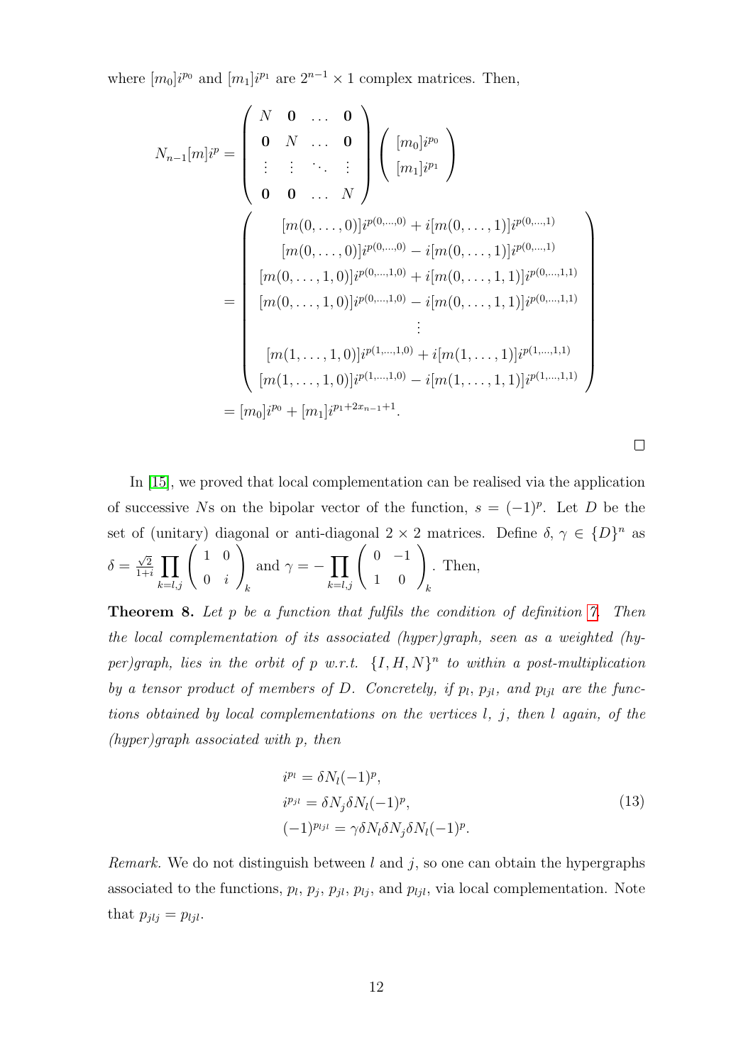where $[m_0]i^{p_0}$ and $[m_1]i^{p_1}$ are $2^{n-1} \times 1$ complex matrices. Then,

$$
\begin{aligned}
N_{n-1}[m]i^p &= \begin{pmatrix} N & \mathbf{0} & \dots & \mathbf{0} \\ \mathbf{0} & N & \dots & \mathbf{0} \\ \vdots & \vdots & \ddots & \vdots \\ \mathbf{0} & \mathbf{0} & \dots & N \end{pmatrix} \begin{pmatrix} [m_0]i^{p_0} \\ [m_1]i^{p_1} \end{pmatrix} \\
&= \begin{pmatrix} [m(0,\dots,0)]i^{p(0,\dots,0)} + i[m(0,\dots,1)]i^{p(0,\dots,1)} \\ [m(0,\dots,0)]i^{p(0,\dots,0)} - i[m(0,\dots,1)]i^{p(0,\dots,1)} \\ [m(0,\dots,1,0)]i^{p(0,\dots,1,0)} + i[m(0,\dots,1,1)]i^{p(0,\dots,1,1)} \\ [m(0,\dots,1,0)]i^{p(0,\dots,1,0)} - i[m(0,\dots,1,1)]i^{p(0,\dots,1,1)} \\ \vdots \\ [m(1,\dots,1,0)]i^{p(1,\dots,1,0)} + i[m(1,\dots,1)]i^{p(1,\dots,1,1)} \\ [m(1,\dots,1,0)]i^{p(1,\dots,1,0)} - i[m(1,\dots,1,1)]i^{p(1,\dots,1,1)} \end{pmatrix} \\
&= [m_0]i^{p_0} + [m_1]i^{p_1 + 2x_{n-1}+1}.
\end{aligned}
$$

□

In [15], we proved that local complementation can be realised via the application of successive $N$s on the bipolar vector of the function, $s = (-1)^p$. Let $D$ be the set of (unitary) diagonal or anti-diagonal $2 \times 2$ matrices. Define $\delta, \gamma \in \{D\}^n$ as $\delta = \frac{\sqrt{2}}{1+i} \prod_{k=l,j} \begin{pmatrix} 1 & 0 \\ 0 & i \end{pmatrix}_k$ and $\gamma = - \prod_{k=l,j} \begin{pmatrix} 0 & -1 \\ 1 & 0 \end{pmatrix}_k$. Then,

**Theorem 8.** *Let $p$ be a function that fulfils the condition of definition 7. Then the local complementation of its associated (hyper)graph, seen as a weighted (hyper)graph, lies in the orbit of $p$ w.r.t. $\{I, H, N\}^n$ to within a post-multiplication by a tensor product of members of $D$. Concretely, if $p_l$, $p_{jl}$, and $p_{ljl}$ are the functions obtained by local complementations on the vertices $l$, $j$, then $l$ again, of the (hyper)graph associated with $p$, then*

$$
\begin{aligned}
i^{p_l} &= \delta N_l (-1)^p, \\
i^{p_{jl}} &= \delta N_j \delta N_l (-1)^p, \\
(-1)^{p_{ljl}} &= \gamma \delta N_l \delta N_j \delta N_l (-1)^p.
\end{aligned} \tag{13}
$$

*Remark.* We do not distinguish between $l$ and $j$, so one can obtain the hypergraphs associated to the functions, $p_l$, $p_j$, $p_{jl}$, $p_{lj}$, and $p_{ljl}$, via local complementation. Note that $p_{jlj} = p_{ljl}$.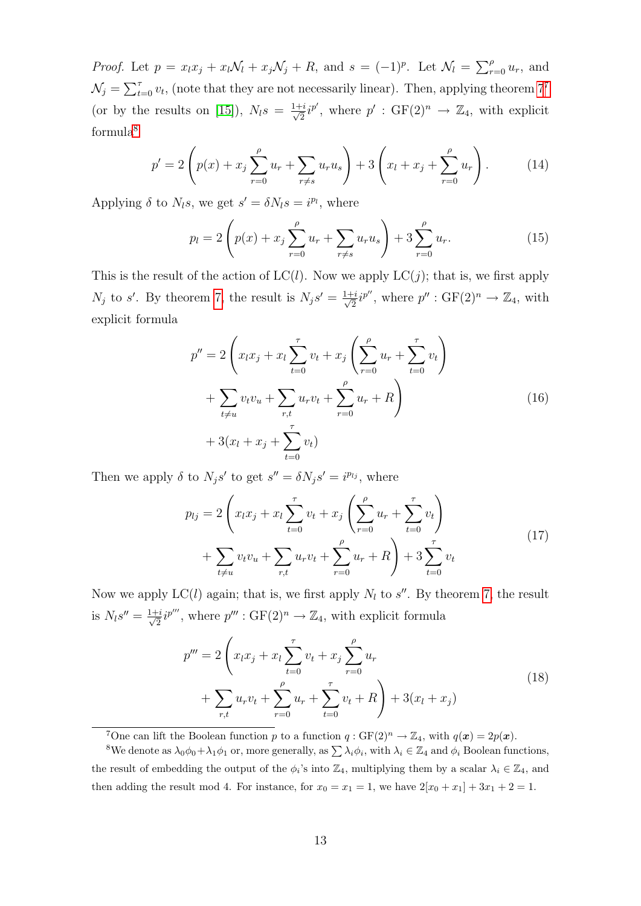*Proof.* Let $p = x_l x_j + x_l \mathcal{N}_l + x_j \mathcal{N}_j + R$, and $s = (-1)^p$. Let $\mathcal{N}_l = \sum_{r=0}^{\rho} u_r$, and $\mathcal{N}_j = \sum_{t=0}^{\tau} v_t$, (note that they are not necessarily linear). Then, applying theorem 7[7] (or by the results on [15]), $N_l s = \frac{1+i}{\sqrt{2}} i^{p'}$, where $p' : \mathrm{GF}(2)^n \to \mathbb{Z}_4$, with explicit formula[8]

$$p' = 2\left(p(x) + x_j \sum_{r=0}^{\rho} u_r + \sum_{r \neq s} u_r u_s\right) + 3\left(x_l + x_j + \sum_{r=0}^{\rho} u_r\right). \tag{14}$$

Applying $\delta$ to $N_l s$, we get $s' = \delta N_l s = i^{p_l}$, where

$$p_l = 2\left(p(x) + x_j \sum_{r=0}^{\rho} u_r + \sum_{r \neq s} u_r u_s\right) + 3\sum_{r=0}^{\rho} u_r. \tag{15}$$

This is the result of the action of $\mathrm{LC}(l)$. Now we apply $\mathrm{LC}(j)$; that is, we first apply $N_j$ to $s'$. By theorem 7, the result is $N_j s' = \frac{1+i}{\sqrt{2}} i^{p''}$, where $p'' : \mathrm{GF}(2)^n \to \mathbb{Z}_4$, with explicit formula

$$\begin{aligned} p'' = 2\Bigg(& x_l x_j + x_l \sum_{t=0}^{\tau} v_t + x_j \left(\sum_{r=0}^{\rho} u_r + \sum_{t=0}^{\tau} v_t\right) \\ &+ \sum_{t \neq u} v_t v_u + \sum_{r,t} u_r v_t + \sum_{r=0}^{\rho} u_r + R\Bigg) \\ &+ 3(x_l + x_j + \sum_{t=0}^{\tau} v_t) \end{aligned} \tag{16}$$

Then we apply $\delta$ to $N_j s'$ to get $s'' = \delta N_j s' = i^{p_{lj}}$, where

$$\begin{aligned} p_{lj} = 2\Bigg(& x_l x_j + x_l \sum_{t=0}^{\tau} v_t + x_j \left(\sum_{r=0}^{\rho} u_r + \sum_{t=0}^{\tau} v_t\right) \\ &+ \sum_{t \neq u} v_t v_u + \sum_{r,t} u_r v_t + \sum_{r=0}^{\rho} u_r + R\Bigg) + 3\sum_{t=0}^{\tau} v_t \end{aligned} \tag{17}$$

Now we apply $\mathrm{LC}(l)$ again; that is, we first apply $N_l$ to $s''$. By theorem 7, the result is $N_l s'' = \frac{1+i}{\sqrt{2}} i^{p'''}$, where $p''' : \mathrm{GF}(2)^n \to \mathbb{Z}_4$, with explicit formula

$$\begin{aligned} p''' = 2\Bigg(& x_l x_j + x_l \sum_{t=0}^{\tau} v_t + x_j \sum_{r=0}^{\rho} u_r \\ &+ \sum_{r,t} u_r v_t + \sum_{r=0}^{\rho} u_r + \sum_{t=0}^{\tau} v_t + R\Bigg) + 3(x_l + x_j) \end{aligned} \tag{18}$$

---

[7] One can lift the Boolean function $p$ to a function $q : \mathrm{GF}(2)^n \to \mathbb{Z}_4$, with $q(\boldsymbol{x}) = 2p(\boldsymbol{x})$.

[8] We denote as $\lambda_0\phi_0 + \lambda_1\phi_1$ or, more generally, as $\sum \lambda_i \phi_i$, with $\lambda_i \in \mathbb{Z}_4$ and $\phi_i$ Boolean functions, the result of embedding the output of the $\phi_i$'s into $\mathbb{Z}_4$, multiplying them by a scalar $\lambda_i \in \mathbb{Z}_4$, and then adding the result mod 4. For instance, for $x_0 = x_1 = 1$, we have $2[x_0 + x_1] + 3x_1 + 2 = 1$.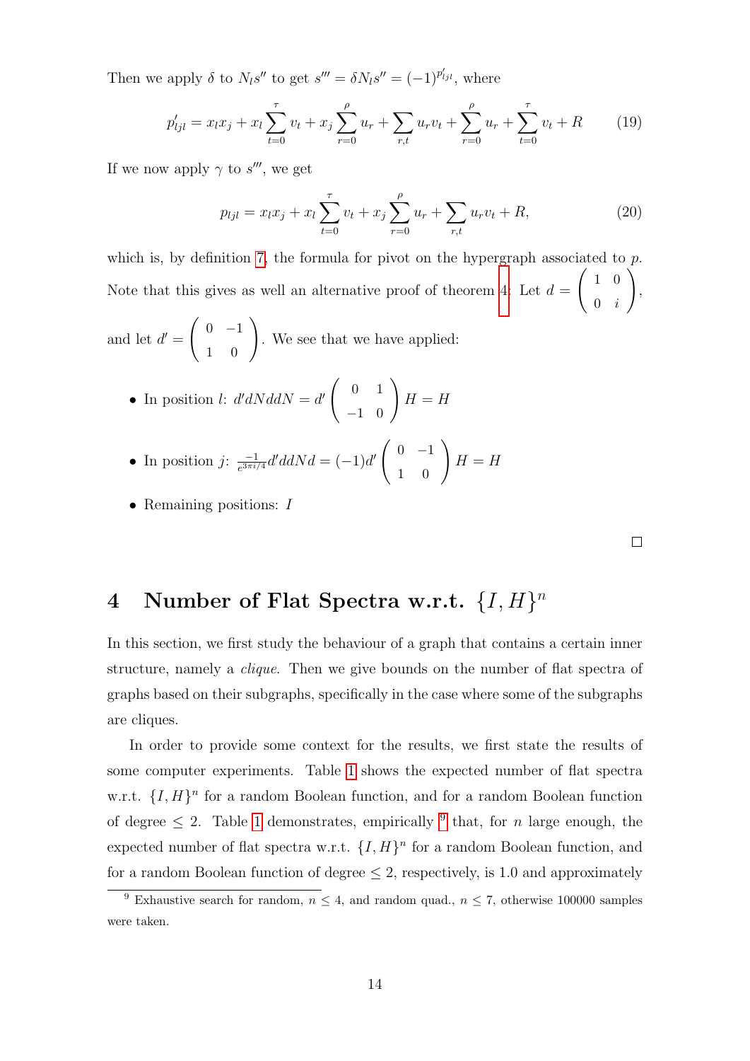Then we apply $\delta$ to $N_l s''$ to get $s''' = \delta N_l s'' = (-1)^{p'_{ljl}}$, where

$$p'_{ljl} = x_l x_j + x_l \sum_{t=0}^{\tau} v_t + x_j \sum_{r=0}^{\rho} u_r + \sum_{r,t} u_r v_t + \sum_{r=0}^{\rho} u_r + \sum_{t=0}^{\tau} v_t + R \tag{19}$$

If we now apply $\gamma$ to $s'''$, we get

$$p_{ljl} = x_l x_j + x_l \sum_{t=0}^{\tau} v_t + x_j \sum_{r=0}^{\rho} u_r + \sum_{r,t} u_r v_t + R, \tag{20}$$

which is, by definition 7, the formula for pivot on the hypergraph associated to $p$. Note that this gives as well an alternative proof of theorem 4. Let $d = \begin{pmatrix} 1 & 0 \\ 0 & i \end{pmatrix}$, and let $d' = \begin{pmatrix} 0 & -1 \\ 1 & 0 \end{pmatrix}$. We see that we have applied:

- In position $l$: $d'dNddN = d' \begin{pmatrix} 0 & 1 \\ -1 & 0 \end{pmatrix} H = H$
- In position $j$: $\frac{-1}{e^{3\pi i/4}} d'ddNd = (-1)d' \begin{pmatrix} 0 & -1 \\ 1 & 0 \end{pmatrix} H = H$
- Remaining positions: $I$

□

# 4 Number of Flat Spectra w.r.t. $\{I, H\}^n$

In this section, we first study the behaviour of a graph that contains a certain inner structure, namely a *clique*. Then we give bounds on the number of flat spectra of graphs based on their subgraphs, specifically in the case where some of the subgraphs are cliques.

In order to provide some context for the results, we first state the results of some computer experiments. Table 1 shows the expected number of flat spectra w.r.t. $\{I, H\}^n$ for a random Boolean function, and for a random Boolean function of degree $\leq 2$. Table 1 demonstrates, empirically [9] that, for $n$ large enough, the expected number of flat spectra w.r.t. $\{I, H\}^n$ for a random Boolean function, and for a random Boolean function of degree $\leq 2$, respectively, is 1.0 and approximately

[9] Exhaustive search for random, $n \leq 4$, and random quad., $n \leq 7$, otherwise 100000 samples were taken.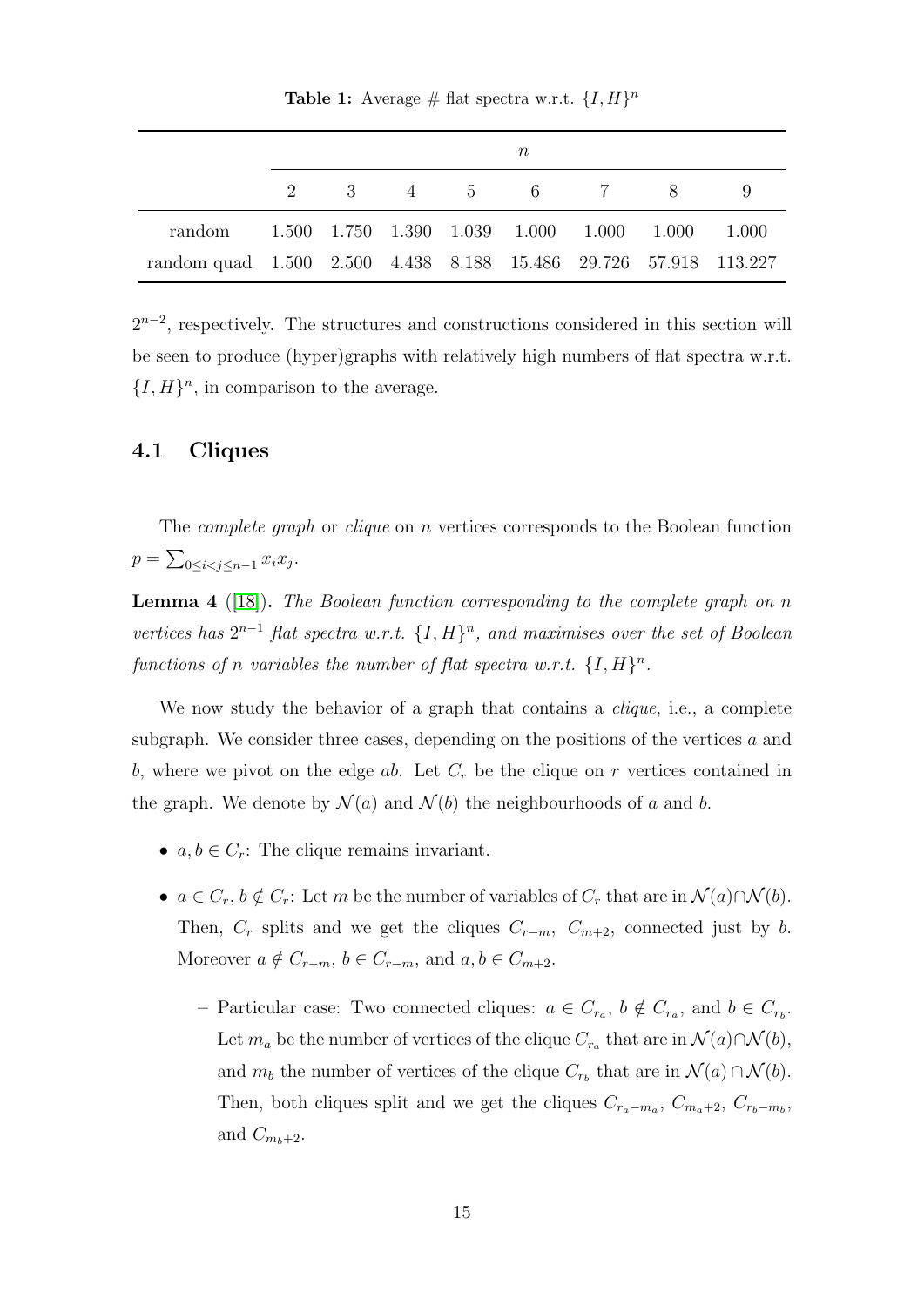**Table 1:** Average # flat spectra w.r.t. $\{I, H\}^n$

| | $n$ | | | | | | | |
|---|---|---|---|---|---|---|---|---|
| | 2 | 3 | 4 | 5 | 6 | 7 | 8 | 9 |
| random | 1.500 | 1.750 | 1.390 | 1.039 | 1.000 | 1.000 | 1.000 | 1.000 |
| random quad | 1.500 | 2.500 | 4.438 | 8.188 | 15.486 | 29.726 | 57.918 | 113.227 |

$2^{n-2}$, respectively. The structures and constructions considered in this section will be seen to produce (hyper)graphs with relatively high numbers of flat spectra w.r.t. $\{I, H\}^n$, in comparison to the average.

### 4.1 Cliques

The *complete graph* or *clique* on $n$ vertices corresponds to the Boolean function $p = \sum_{0 \le i < j \le n-1} x_i x_j$.

**Lemma 4** ([18])**.** *The Boolean function corresponding to the complete graph on $n$ vertices has $2^{n-1}$ flat spectra w.r.t. $\{I, H\}^n$, and maximises over the set of Boolean functions of $n$ variables the number of flat spectra w.r.t. $\{I, H\}^n$.*

We now study the behavior of a graph that contains a *clique*, i.e., a complete subgraph. We consider three cases, depending on the positions of the vertices $a$ and $b$, where we pivot on the edge $ab$. Let $C_r$ be the clique on $r$ vertices contained in the graph. We denote by $\mathcal{N}(a)$ and $\mathcal{N}(b)$ the neighbourhoods of $a$ and $b$.

- $a, b \in C_r$: The clique remains invariant.
- $a \in C_r$, $b \notin C_r$: Let $m$ be the number of variables of $C_r$ that are in $\mathcal{N}(a) \cap \mathcal{N}(b)$. Then, $C_r$ splits and we get the cliques $C_{r-m}$, $C_{m+2}$, connected just by $b$. Moreover $a \notin C_{r-m}$, $b \in C_{r-m}$, and $a, b \in C_{m+2}$.
  - Particular case: Two connected cliques: $a \in C_{r_a}$, $b \notin C_{r_a}$, and $b \in C_{r_b}$. Let $m_a$ be the number of vertices of the clique $C_{r_a}$ that are in $\mathcal{N}(a) \cap \mathcal{N}(b)$, and $m_b$ the number of vertices of the clique $C_{r_b}$ that are in $\mathcal{N}(a) \cap \mathcal{N}(b)$. Then, both cliques split and we get the cliques $C_{r_a - m_a}$, $C_{m_a+2}$, $C_{r_b - m_b}$, and $C_{m_b+2}$.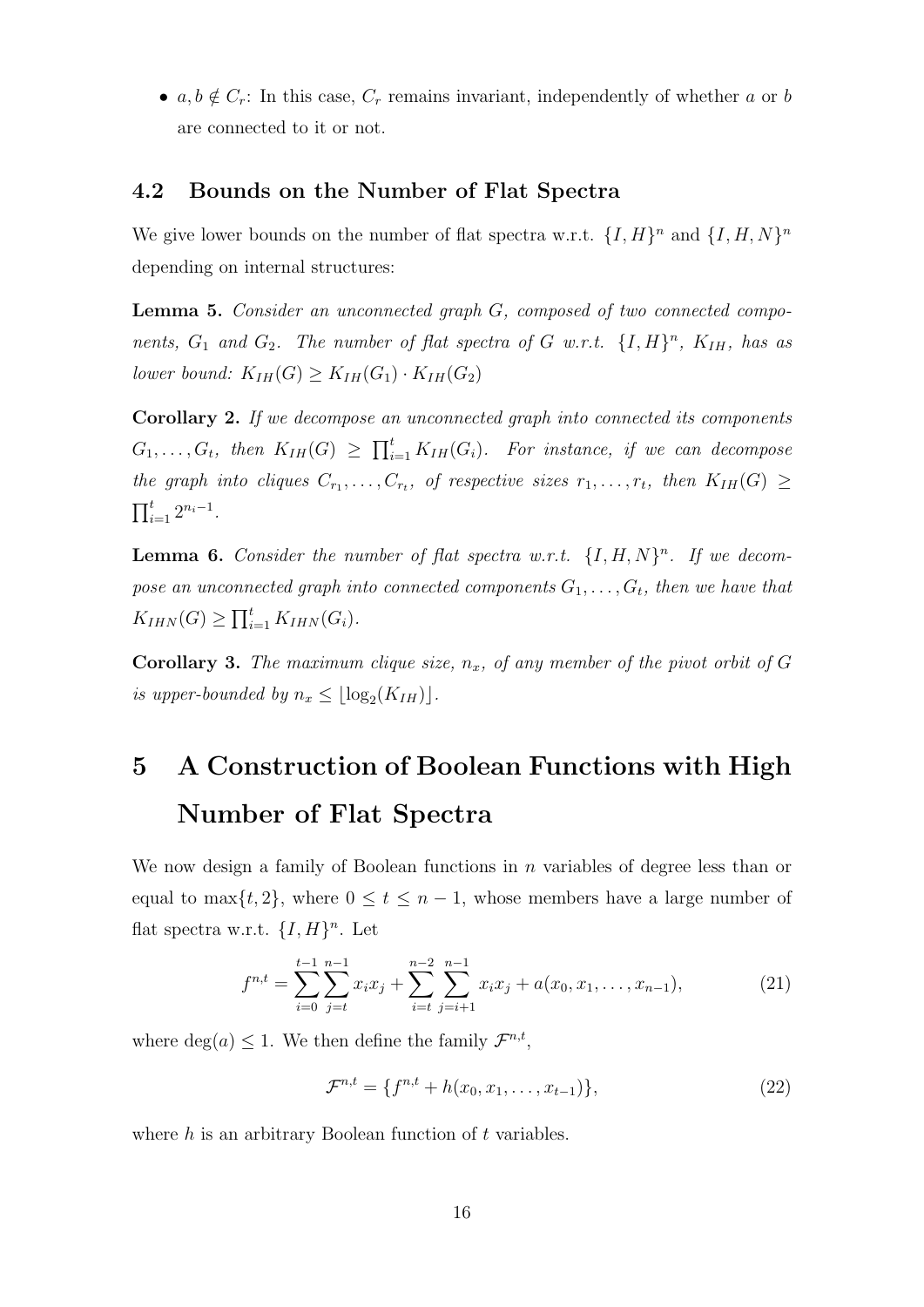- $a, b \notin C_r$: In this case, $C_r$ remains invariant, independently of whether $a$ or $b$ are connected to it or not.

### 4.2 Bounds on the Number of Flat Spectra

We give lower bounds on the number of flat spectra w.r.t. $\{I, H\}^n$ and $\{I, H, N\}^n$ depending on internal structures:

**Lemma 5.** *Consider an unconnected graph $G$, composed of two connected components, $G_1$ and $G_2$. The number of flat spectra of $G$ w.r.t. $\{I, H\}^n$, $K_{IH}$, has as lower bound: $K_{IH}(G) \geq K_{IH}(G_1) \cdot K_{IH}(G_2)$*

**Corollary 2.** *If we decompose an unconnected graph into connected its components $G_1, \dots, G_t$, then $K_{IH}(G) \geq \prod_{i=1}^{t} K_{IH}(G_i)$. For instance, if we can decompose the graph into cliques $C_{r_1}, \dots, C_{r_t}$, of respective sizes $r_1, \dots, r_t$, then $K_{IH}(G) \geq \prod_{i=1}^{t} 2^{n_i - 1}$.*

**Lemma 6.** *Consider the number of flat spectra w.r.t. $\{I, H, N\}^n$. If we decompose an unconnected graph into connected components $G_1, \dots, G_t$, then we have that $K_{IHN}(G) \geq \prod_{i=1}^{t} K_{IHN}(G_i)$.*

**Corollary 3.** *The maximum clique size, $n_x$, of any member of the pivot orbit of $G$ is upper-bounded by $n_x \leq \lfloor \log_2(K_{IH}) \rfloor$.*

# 5 A Construction of Boolean Functions with High Number of Flat Spectra

We now design a family of Boolean functions in $n$ variables of degree less than or equal to $\max\{t, 2\}$, where $0 \leq t \leq n-1$, whose members have a large number of flat spectra w.r.t. $\{I, H\}^n$. Let

$$f^{n,t} = \sum_{i=0}^{t-1} \sum_{j=t}^{n-1} x_i x_j + \sum_{i=t}^{n-2} \sum_{j=i+1}^{n-1} x_i x_j + a(x_0, x_1, \dots, x_{n-1}), \tag{21}$$

where $\deg(a) \leq 1$. We then define the family $\mathcal{F}^{n,t}$,

$$\mathcal{F}^{n,t} = \{f^{n,t} + h(x_0, x_1, \dots, x_{t-1})\}, \tag{22}$$

where $h$ is an arbitrary Boolean function of $t$ variables.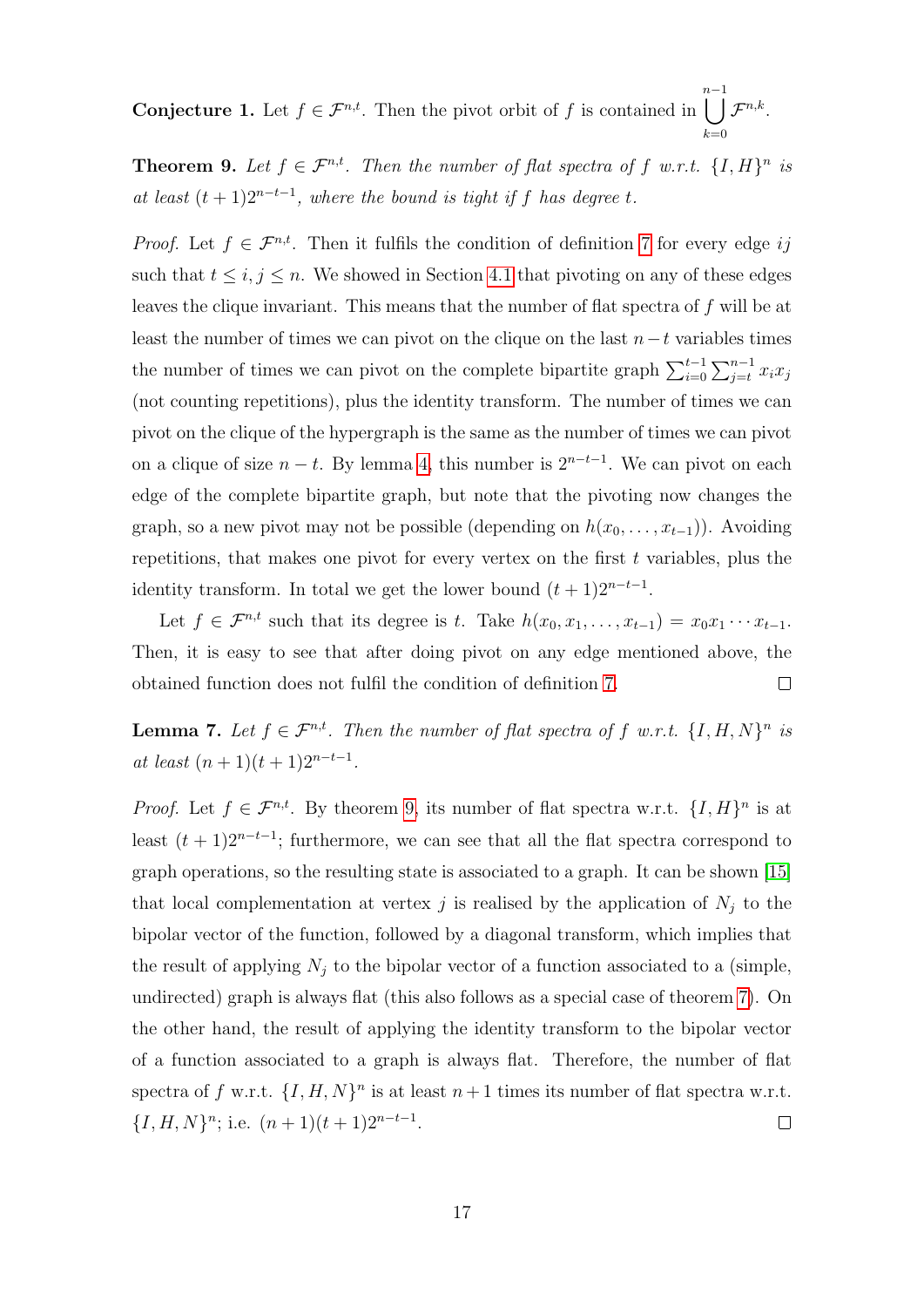**Conjecture 1.** Let $f \in \mathcal{F}^{n,t}$. Then the pivot orbit of $f$ is contained in $\bigcup_{k=0}^{n-1} \mathcal{F}^{n,k}$.

**Theorem 9.** *Let $f \in \mathcal{F}^{n,t}$. Then the number of flat spectra of $f$ w.r.t. $\{I, H\}^n$ is at least $(t+1)2^{n-t-1}$, where the bound is tight if $f$ has degree $t$.*

*Proof.* Let $f \in \mathcal{F}^{n,t}$. Then it fulfils the condition of definition 7 for every edge $ij$ such that $t \le i, j \le n$. We showed in Section 4.1 that pivoting on any of these edges leaves the clique invariant. This means that the number of flat spectra of $f$ will be at least the number of times we can pivot on the clique on the last $n-t$ variables times the number of times we can pivot on the complete bipartite graph $\sum_{i=0}^{t-1} \sum_{j=t}^{n-1} x_i x_j$ (not counting repetitions), plus the identity transform. The number of times we can pivot on the clique of the hypergraph is the same as the number of times we can pivot on a clique of size $n-t$. By lemma 4, this number is $2^{n-t-1}$. We can pivot on each edge of the complete bipartite graph, but note that the pivoting now changes the graph, so a new pivot may not be possible (depending on $h(x_0, \ldots, x_{t-1})$). Avoiding repetitions, that makes one pivot for every vertex on the first $t$ variables, plus the identity transform. In total we get the lower bound $(t+1)2^{n-t-1}$.

Let $f \in \mathcal{F}^{n,t}$ such that its degree is $t$. Take $h(x_0, x_1, \ldots, x_{t-1}) = x_0 x_1 \cdots x_{t-1}$. Then, it is easy to see that after doing pivot on any edge mentioned above, the obtained function does not fulfil the condition of definition 7. $\square$

**Lemma 7.** *Let $f \in \mathcal{F}^{n,t}$. Then the number of flat spectra of $f$ w.r.t. $\{I, H, N\}^n$ is at least $(n+1)(t+1)2^{n-t-1}$.*

*Proof.* Let $f \in \mathcal{F}^{n,t}$. By theorem 9, its number of flat spectra w.r.t. $\{I, H\}^n$ is at least $(t+1)2^{n-t-1}$; furthermore, we can see that all the flat spectra correspond to graph operations, so the resulting state is associated to a graph. It can be shown [15] that local complementation at vertex $j$ is realised by the application of $N_j$ to the bipolar vector of the function, followed by a diagonal transform, which implies that the result of applying $N_j$ to the bipolar vector of a function associated to a (simple, undirected) graph is always flat (this also follows as a special case of theorem 7). On the other hand, the result of applying the identity transform to the bipolar vector of a function associated to a graph is always flat. Therefore, the number of flat spectra of $f$ w.r.t. $\{I, H, N\}^n$ is at least $n+1$ times its number of flat spectra w.r.t. $\{I, H, N\}^n$; i.e. $(n+1)(t+1)2^{n-t-1}$. $\square$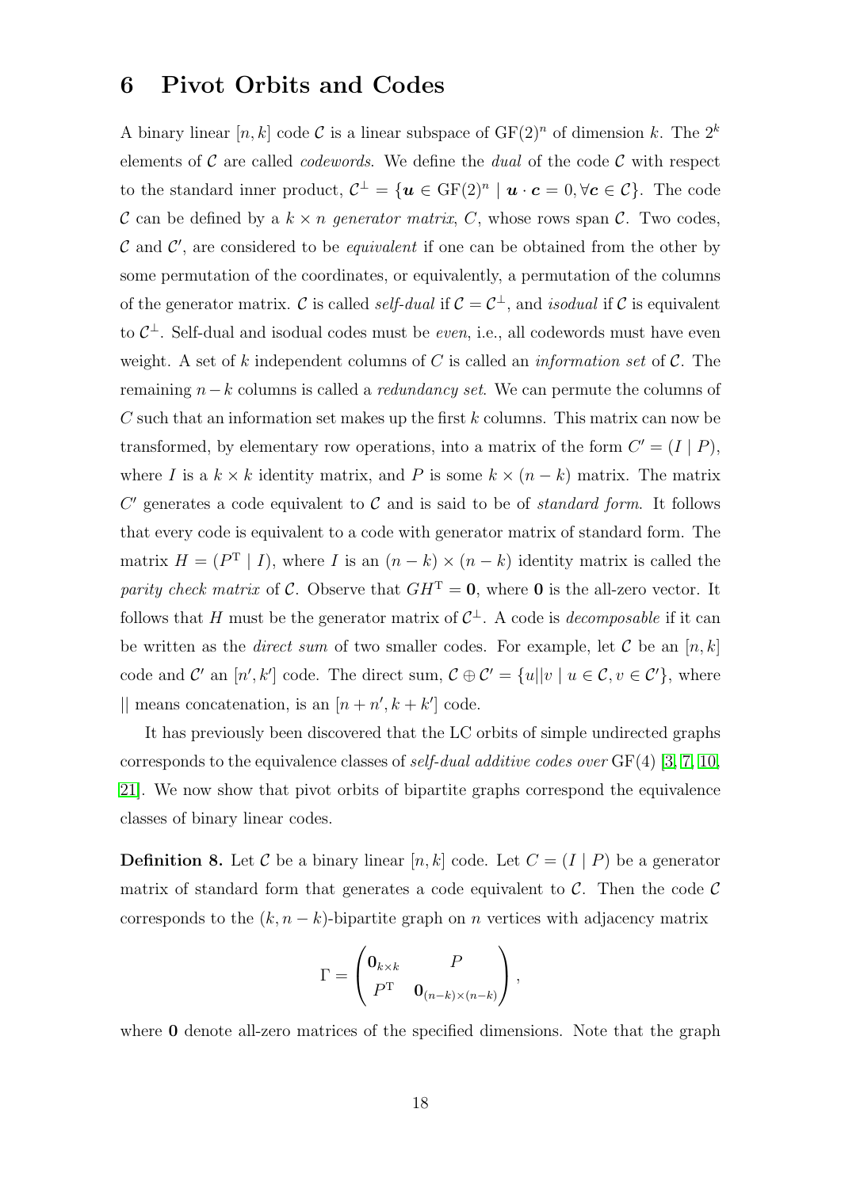## 6 Pivot Orbits and Codes

A binary linear $[n, k]$ code $\mathcal{C}$ is a linear subspace of $\mathrm{GF}(2)^n$ of dimension $k$. The $2^k$ elements of $\mathcal{C}$ are called *codewords*. We define the *dual* of the code $\mathcal{C}$ with respect to the standard inner product, $\mathcal{C}^\perp = \{\boldsymbol{u} \in \mathrm{GF}(2)^n \mid \boldsymbol{u} \cdot \boldsymbol{c} = 0, \forall \boldsymbol{c} \in \mathcal{C}\}$. The code $\mathcal{C}$ can be defined by a $k \times n$ *generator matrix*, $C$, whose rows span $\mathcal{C}$. Two codes, $\mathcal{C}$ and $\mathcal{C}'$, are considered to be *equivalent* if one can be obtained from the other by some permutation of the coordinates, or equivalently, a permutation of the columns of the generator matrix. $\mathcal{C}$ is called *self-dual* if $\mathcal{C} = \mathcal{C}^\perp$, and *isodual* if $\mathcal{C}$ is equivalent to $\mathcal{C}^\perp$. Self-dual and isodual codes must be *even*, i.e., all codewords must have even weight. A set of $k$ independent columns of $C$ is called an *information set* of $\mathcal{C}$. The remaining $n-k$ columns is called a *redundancy set*. We can permute the columns of $C$ such that an information set makes up the first $k$ columns. This matrix can now be transformed, by elementary row operations, into a matrix of the form $C' = (I \mid P)$, where $I$ is a $k \times k$ identity matrix, and $P$ is some $k \times (n-k)$ matrix. The matrix $C'$ generates a code equivalent to $\mathcal{C}$ and is said to be of *standard form*. It follows that every code is equivalent to a code with generator matrix of standard form. The matrix $H = (P^{\mathrm{T}} \mid I)$, where $I$ is an $(n-k) \times (n-k)$ identity matrix is called the *parity check matrix* of $\mathcal{C}$. Observe that $GH^{\mathrm{T}} = \mathbf{0}$, where $\mathbf{0}$ is the all-zero vector. It follows that $H$ must be the generator matrix of $\mathcal{C}^\perp$. A code is *decomposable* if it can be written as the *direct sum* of two smaller codes. For example, let $\mathcal{C}$ be an $[n, k]$ code and $\mathcal{C}'$ an $[n', k']$ code. The direct sum, $\mathcal{C} \oplus \mathcal{C}' = \{u||v \mid u \in \mathcal{C}, v \in \mathcal{C}'\}$, where $||$ means concatenation, is an $[n+n', k+k']$ code.

It has previously been discovered that the LC orbits of simple undirected graphs corresponds to the equivalence classes of *self-dual additive codes over* $\mathrm{GF}(4)$ [3, 7, 10, 21]. We now show that pivot orbits of bipartite graphs correspond the equivalence classes of binary linear codes.

**Definition 8.** Let $\mathcal{C}$ be a binary linear $[n, k]$ code. Let $C = (I \mid P)$ be a generator matrix of standard form that generates a code equivalent to $\mathcal{C}$. Then the code $\mathcal{C}$ corresponds to the $(k, n-k)$-bipartite graph on $n$ vertices with adjacency matrix

$$\Gamma = \begin{pmatrix} \mathbf{0}_{k \times k} & P \\ P^{\mathrm{T}} & \mathbf{0}_{(n-k)\times(n-k)} \end{pmatrix},$$

where $\mathbf{0}$ denote all-zero matrices of the specified dimensions. Note that the graph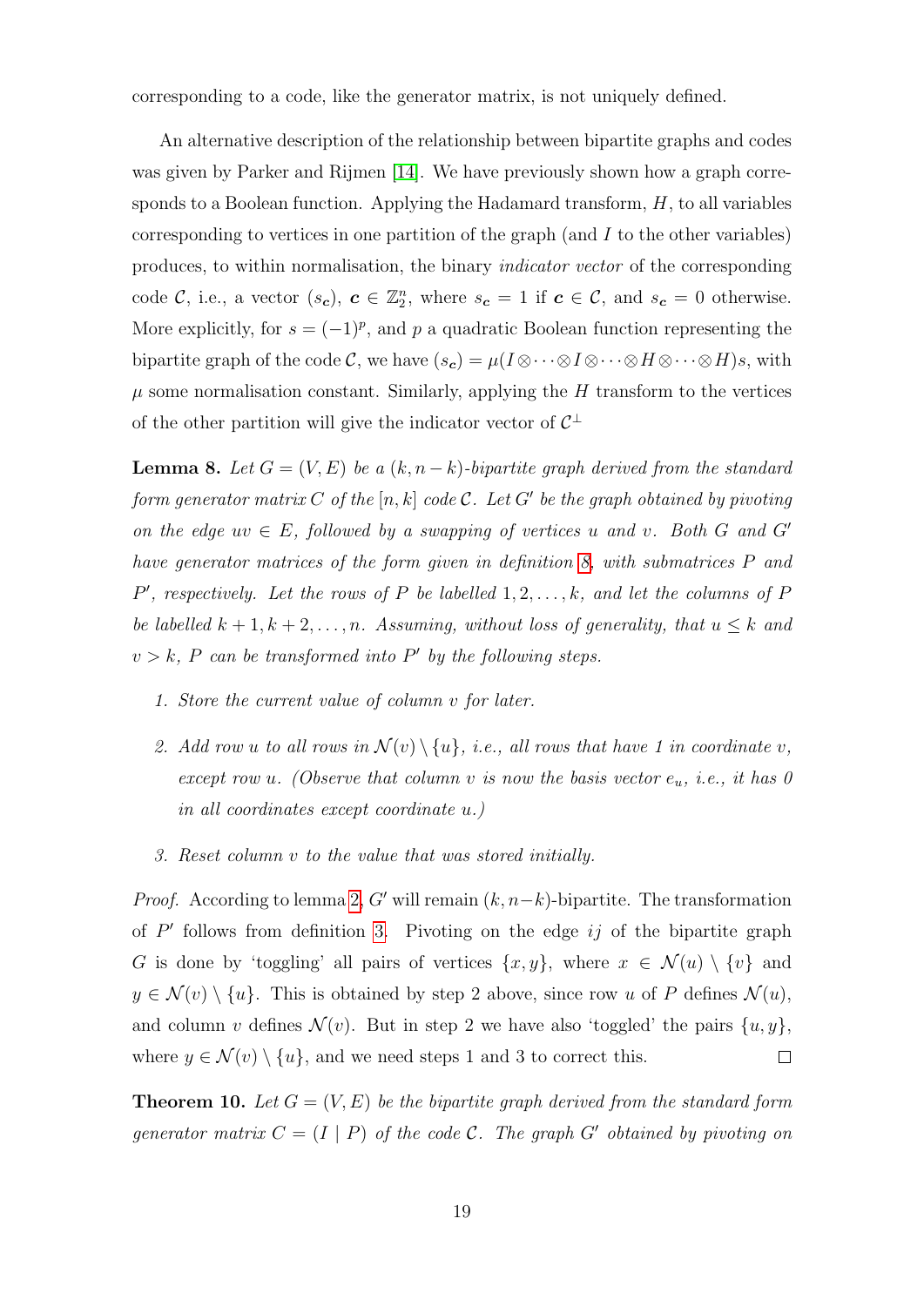corresponding to a code, like the generator matrix, is not uniquely defined.

An alternative description of the relationship between bipartite graphs and codes was given by Parker and Rijmen [14]. We have previously shown how a graph corresponds to a Boolean function. Applying the Hadamard transform, $H$, to all variables corresponding to vertices in one partition of the graph (and $I$ to the other variables) produces, to within normalisation, the binary *indicator vector* of the corresponding code $\mathcal{C}$, i.e., a vector $(s_{\boldsymbol{c}})$, $\boldsymbol{c} \in \mathbb{Z}_2^n$, where $s_{\boldsymbol{c}} = 1$ if $\boldsymbol{c} \in \mathcal{C}$, and $s_{\boldsymbol{c}} = 0$ otherwise. More explicitly, for $s = (-1)^p$, and $p$ a quadratic Boolean function representing the bipartite graph of the code $\mathcal{C}$, we have $(s_{\boldsymbol{c}}) = \mu(I \otimes \cdots \otimes I \otimes \cdots \otimes H \otimes \cdots \otimes H)s$, with $\mu$ some normalisation constant. Similarly, applying the $H$ transform to the vertices of the other partition will give the indicator vector of $\mathcal{C}^\perp$

**Lemma 8.** *Let $G = (V, E)$ be a $(k, n-k)$-bipartite graph derived from the standard form generator matrix $C$ of the $[n, k]$ code $\mathcal{C}$. Let $G'$ be the graph obtained by pivoting on the edge $uv \in E$, followed by a swapping of vertices $u$ and $v$. Both $G$ and $G'$ have generator matrices of the form given in definition 8, with submatrices $P$ and $P'$, respectively. Let the rows of $P$ be labelled $1, 2, \ldots, k$, and let the columns of $P$ be labelled $k+1, k+2, \ldots, n$. Assuming, without loss of generality, that $u \leq k$ and $v > k$, $P$ can be transformed into $P'$ by the following steps.*

1. *Store the current value of column $v$ for later.*
2. *Add row $u$ to all rows in $\mathcal{N}(v) \setminus \{u\}$, i.e., all rows that have 1 in coordinate $v$, except row $u$. (Observe that column $v$ is now the basis vector $e_u$, i.e., it has 0 in all coordinates except coordinate $u$.)*
3. *Reset column $v$ to the value that was stored initially.*

*Proof.* According to lemma 2, $G'$ will remain $(k, n-k)$-bipartite. The transformation of $P'$ follows from definition 3. Pivoting on the edge $ij$ of the bipartite graph $G$ is done by 'toggling' all pairs of vertices $\{x, y\}$, where $x \in \mathcal{N}(u) \setminus \{v\}$ and $y \in \mathcal{N}(v) \setminus \{u\}$. This is obtained by step 2 above, since row $u$ of $P$ defines $\mathcal{N}(u)$, and column $v$ defines $\mathcal{N}(v)$. But in step 2 we have also 'toggled' the pairs $\{u, y\}$, where $y \in \mathcal{N}(v) \setminus \{u\}$, and we need steps 1 and 3 to correct this. $\square$

**Theorem 10.** *Let $G = (V, E)$ be the bipartite graph derived from the standard form generator matrix $C = (I \mid P)$ of the code $\mathcal{C}$. The graph $G'$ obtained by pivoting on*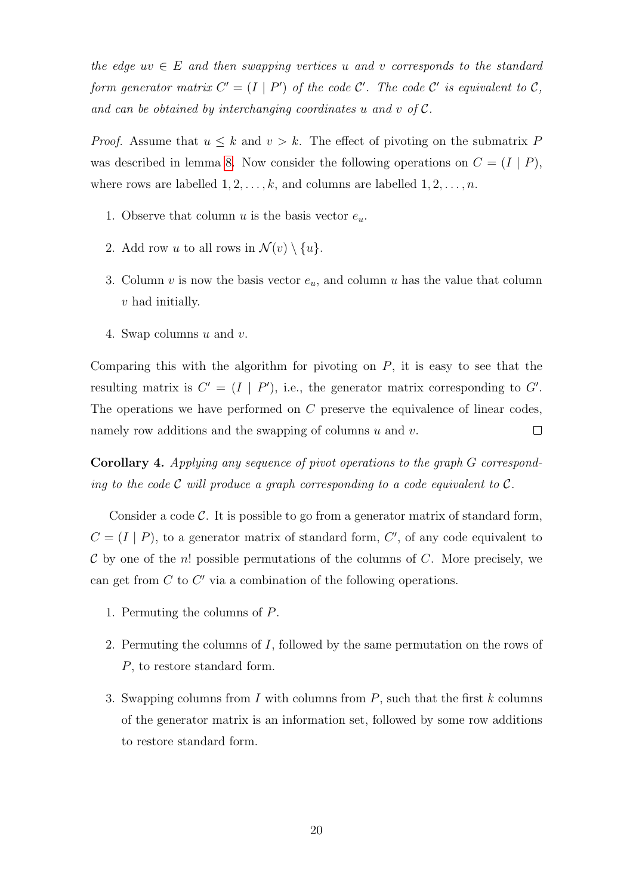*the edge $uv \in E$ and then swapping vertices $u$ and $v$ corresponds to the standard form generator matrix $C' = (I \mid P')$ of the code $\mathcal{C}'$. The code $\mathcal{C}'$ is equivalent to $\mathcal{C}$, and can be obtained by interchanging coordinates $u$ and $v$ of $\mathcal{C}$.*

*Proof.* Assume that $u \leq k$ and $v > k$. The effect of pivoting on the submatrix $P$ was described in lemma 8. Now consider the following operations on $C = (I \mid P)$, where rows are labelled $1, 2, \dots, k$, and columns are labelled $1, 2, \dots, n$.

1. Observe that column $u$ is the basis vector $e_u$.
2. Add row $u$ to all rows in $\mathcal{N}(v) \setminus \{u\}$.
3. Column $v$ is now the basis vector $e_u$, and column $u$ has the value that column $v$ had initially.
4. Swap columns $u$ and $v$.

Comparing this with the algorithm for pivoting on $P$, it is easy to see that the resulting matrix is $C' = (I \mid P')$, i.e., the generator matrix corresponding to $G'$. The operations we have performed on $C$ preserve the equivalence of linear codes, namely row additions and the swapping of columns $u$ and $v$. □

**Corollary 4.** *Applying any sequence of pivot operations to the graph $G$ corresponding to the code $\mathcal{C}$ will produce a graph corresponding to a code equivalent to $\mathcal{C}$.*

Consider a code $\mathcal{C}$. It is possible to go from a generator matrix of standard form, $C = (I \mid P)$, to a generator matrix of standard form, $C'$, of any code equivalent to $\mathcal{C}$ by one of the $n!$ possible permutations of the columns of $C$. More precisely, we can get from $C$ to $C'$ via a combination of the following operations.

1. Permuting the columns of $P$.
2. Permuting the columns of $I$, followed by the same permutation on the rows of $P$, to restore standard form.
3. Swapping columns from $I$ with columns from $P$, such that the first $k$ columns of the generator matrix is an information set, followed by some row additions to restore standard form.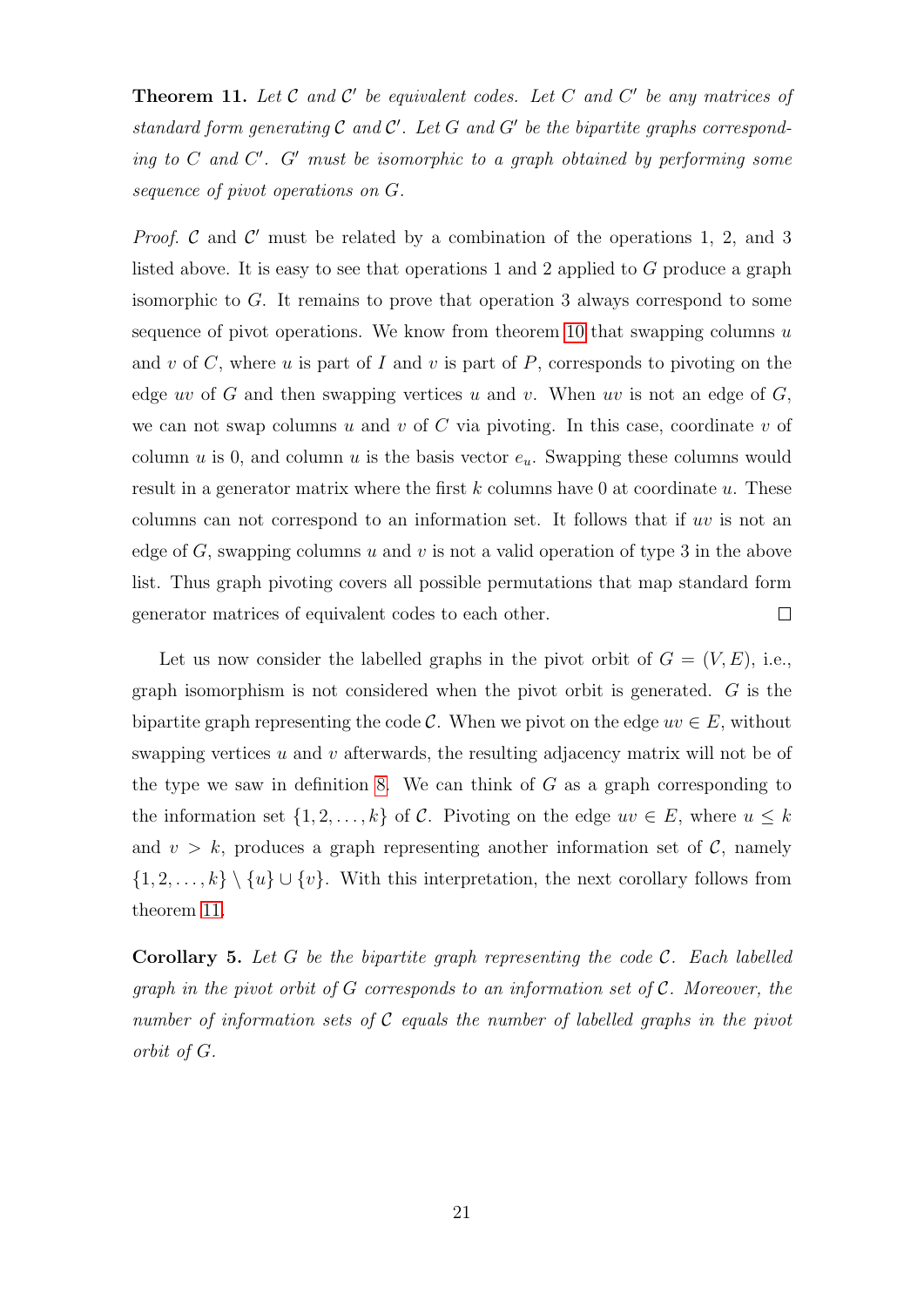**Theorem 11.** *Let $\mathcal{C}$ and $\mathcal{C}'$ be equivalent codes. Let $C$ and $C'$ be any matrices of standard form generating $\mathcal{C}$ and $\mathcal{C}'$. Let $G$ and $G'$ be the bipartite graphs corresponding to $C$ and $C'$. $G'$ must be isomorphic to a graph obtained by performing some sequence of pivot operations on $G$.*

*Proof.* $\mathcal{C}$ and $\mathcal{C}'$ must be related by a combination of the operations 1, 2, and 3 listed above. It is easy to see that operations 1 and 2 applied to $G$ produce a graph isomorphic to $G$. It remains to prove that operation 3 always correspond to some sequence of pivot operations. We know from theorem 10 that swapping columns $u$ and $v$ of $C$, where $u$ is part of $I$ and $v$ is part of $P$, corresponds to pivoting on the edge $uv$ of $G$ and then swapping vertices $u$ and $v$. When $uv$ is not an edge of $G$, we can not swap columns $u$ and $v$ of $C$ via pivoting. In this case, coordinate $v$ of column $u$ is 0, and column $u$ is the basis vector $e_u$. Swapping these columns would result in a generator matrix where the first $k$ columns have 0 at coordinate $u$. These columns can not correspond to an information set. It follows that if $uv$ is not an edge of $G$, swapping columns $u$ and $v$ is not a valid operation of type 3 in the above list. Thus graph pivoting covers all possible permutations that map standard form generator matrices of equivalent codes to each other. $\square$

Let us now consider the labelled graphs in the pivot orbit of $G = (V, E)$, i.e., graph isomorphism is not considered when the pivot orbit is generated. $G$ is the bipartite graph representing the code $\mathcal{C}$. When we pivot on the edge $uv \in E$, without swapping vertices $u$ and $v$ afterwards, the resulting adjacency matrix will not be of the type we saw in definition 8. We can think of $G$ as a graph corresponding to the information set $\{1, 2, \ldots, k\}$ of $\mathcal{C}$. Pivoting on the edge $uv \in E$, where $u \leq k$ and $v > k$, produces a graph representing another information set of $\mathcal{C}$, namely $\{1, 2, \ldots, k\} \setminus \{u\} \cup \{v\}$. With this interpretation, the next corollary follows from theorem 11.

**Corollary 5.** *Let $G$ be the bipartite graph representing the code $\mathcal{C}$. Each labelled graph in the pivot orbit of $G$ corresponds to an information set of $\mathcal{C}$. Moreover, the number of information sets of $\mathcal{C}$ equals the number of labelled graphs in the pivot orbit of $G$.*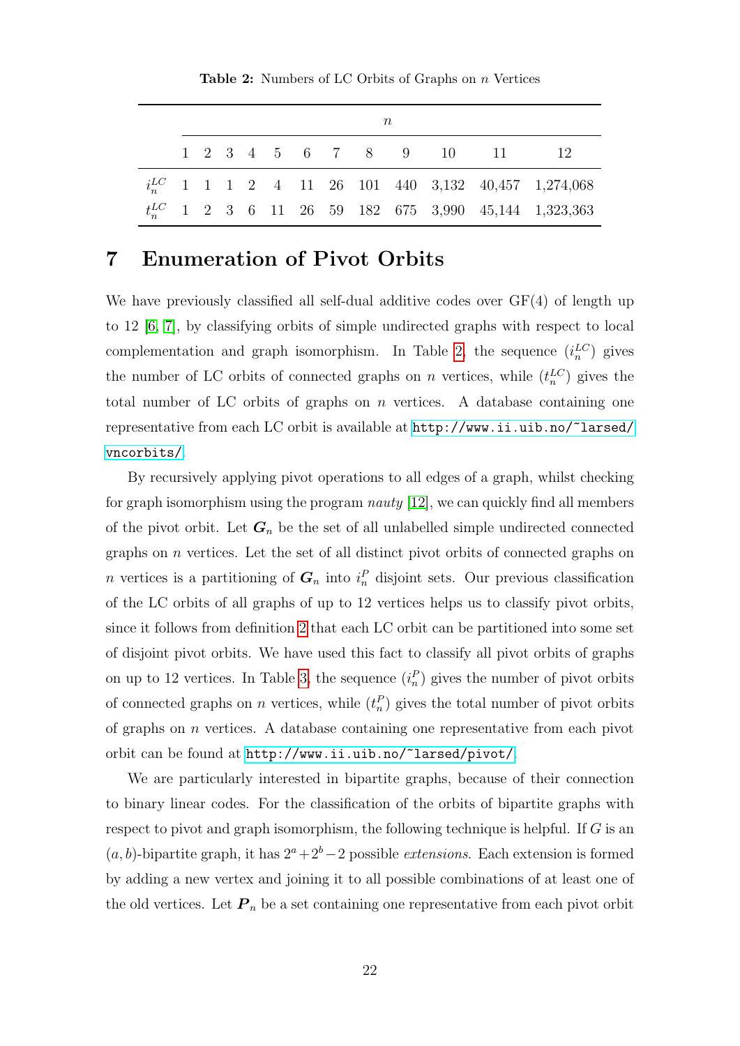**Table 2:** Numbers of LC Orbits of Graphs on $n$ Vertices

| | $n$ | | | | | | | | | | | |
|---|---|---|---|---|---|---|---|---|---|---|---|---|
| | 1 | 2 | 3 | 4 | 5 | 6 | 7 | 8 | 9 | 10 | 11 | 12 |
| $i_n^{LC}$ | 1 | 1 | 1 | 2 | 4 | 11 | 26 | 101 | 440 | 3,132 | 40,457 | 1,274,068 |
| $t_n^{LC}$ | 1 | 2 | 3 | 6 | 11 | 26 | 59 | 182 | 675 | 3,990 | 45,144 | 1,323,363 |

# 7 Enumeration of Pivot Orbits

We have previously classified all self-dual additive codes over GF(4) of length up to 12 [6, 7], by classifying orbits of simple undirected graphs with respect to local complementation and graph isomorphism. In Table 2, the sequence $(i_n^{LC})$ gives the number of LC orbits of connected graphs on $n$ vertices, while $(t_n^{LC})$ gives the total number of LC orbits of graphs on $n$ vertices. A database containing one representative from each LC orbit is available at http://www.ii.uib.no/~larsed/vncorbits/.

By recursively applying pivot operations to all edges of a graph, whilst checking for graph isomorphism using the program *nauty* [12], we can quickly find all members of the pivot orbit. Let $\boldsymbol{G}_n$ be the set of all unlabelled simple undirected connected graphs on $n$ vertices. Let the set of all distinct pivot orbits of connected graphs on $n$ vertices is a partitioning of $\boldsymbol{G}_n$ into $i_n^P$ disjoint sets. Our previous classification of the LC orbits of all graphs of up to 12 vertices helps us to classify pivot orbits, since it follows from definition 2 that each LC orbit can be partitioned into some set of disjoint pivot orbits. We have used this fact to classify all pivot orbits of graphs on up to 12 vertices. In Table 3, the sequence $(i_n^P)$ gives the number of pivot orbits of connected graphs on $n$ vertices, while $(t_n^P)$ gives the total number of pivot orbits of graphs on $n$ vertices. A database containing one representative from each pivot orbit can be found at http://www.ii.uib.no/~larsed/pivot/.

We are particularly interested in bipartite graphs, because of their connection to binary linear codes. For the classification of the orbits of bipartite graphs with respect to pivot and graph isomorphism, the following technique is helpful. If $G$ is an $(a, b)$-bipartite graph, it has $2^a + 2^b - 2$ possible *extensions*. Each extension is formed by adding a new vertex and joining it to all possible combinations of at least one of the old vertices. Let $\boldsymbol{P}_n$ be a set containing one representative from each pivot orbit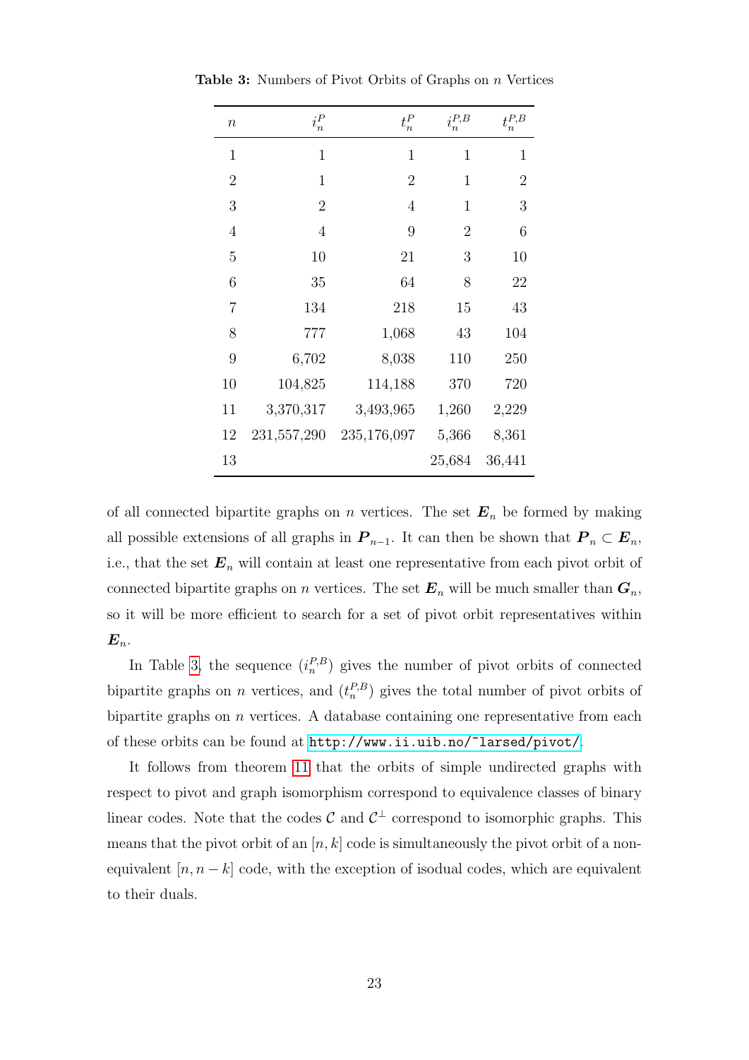**Table 3:** Numbers of Pivot Orbits of Graphs on $n$ Vertices

| $n$ | $i_n^P$ | $t_n^P$ | $i_n^{P,B}$ | $t_n^{P,B}$ |
|---|---|---|---|---|
| 1 | 1 | 1 | 1 | 1 |
| 2 | 1 | 2 | 1 | 2 |
| 3 | 2 | 4 | 1 | 3 |
| 4 | 4 | 9 | 2 | 6 |
| 5 | 10 | 21 | 3 | 10 |
| 6 | 35 | 64 | 8 | 22 |
| 7 | 134 | 218 | 15 | 43 |
| 8 | 777 | 1,068 | 43 | 104 |
| 9 | 6,702 | 8,038 | 110 | 250 |
| 10 | 104,825 | 114,188 | 370 | 720 |
| 11 | 3,370,317 | 3,493,965 | 1,260 | 2,229 |
| 12 | 231,557,290 | 235,176,097 | 5,366 | 8,361 |
| 13 | | | 25,684 | 36,441 |

of all connected bipartite graphs on $n$ vertices. The set $\boldsymbol{E}_n$ be formed by making all possible extensions of all graphs in $\boldsymbol{P}_{n-1}$. It can then be shown that $\boldsymbol{P}_n \subset \boldsymbol{E}_n$, i.e., that the set $\boldsymbol{E}_n$ will contain at least one representative from each pivot orbit of connected bipartite graphs on $n$ vertices. The set $\boldsymbol{E}_n$ will be much smaller than $\boldsymbol{G}_n$, so it will be more efficient to search for a set of pivot orbit representatives within $\boldsymbol{E}_n$.

In Table 3, the sequence $(i_n^{P,B})$ gives the number of pivot orbits of connected bipartite graphs on $n$ vertices, and $(t_n^{P,B})$ gives the total number of pivot orbits of bipartite graphs on $n$ vertices. A database containing one representative from each of these orbits can be found at http://www.ii.uib.no/~larsed/pivot/.

It follows from theorem 11 that the orbits of simple undirected graphs with respect to pivot and graph isomorphism correspond to equivalence classes of binary linear codes. Note that the codes $\mathcal{C}$ and $\mathcal{C}^\perp$ correspond to isomorphic graphs. This means that the pivot orbit of an $[n, k]$ code is simultaneously the pivot orbit of a non-equivalent $[n, n-k]$ code, with the exception of isodual codes, which are equivalent to their duals.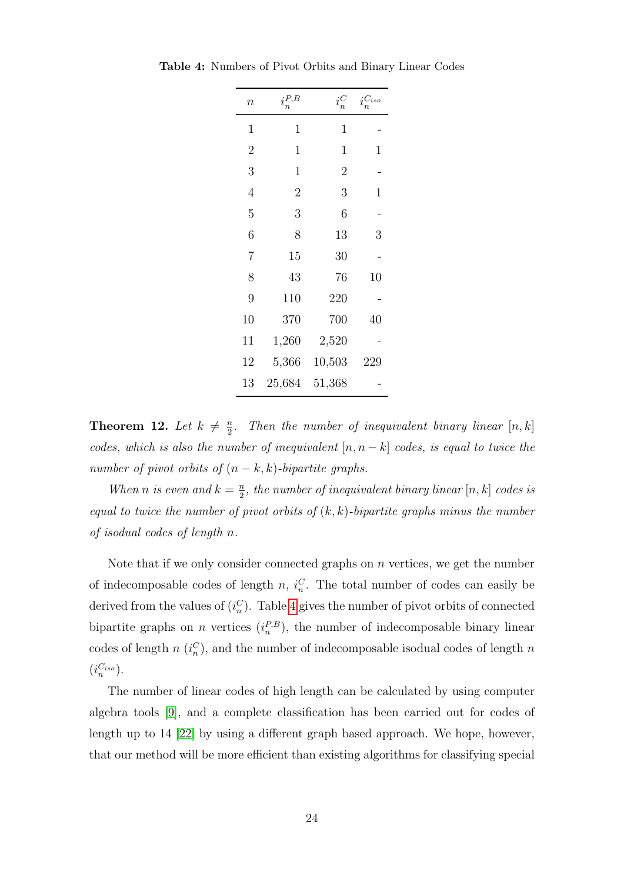**Table 4:** Numbers of Pivot Orbits and Binary Linear Codes

| $n$ | $i_n^{P,B}$ | $i_n^C$ | $i_n^{C_{iso}}$ |
|---|---|---|---|
| 1 | 1 | 1 | - |
| 2 | 1 | 1 | 1 |
| 3 | 1 | 2 | - |
| 4 | 2 | 3 | 1 |
| 5 | 3 | 6 | - |
| 6 | 8 | 13 | 3 |
| 7 | 15 | 30 | - |
| 8 | 43 | 76 | 10 |
| 9 | 110 | 220 | - |
| 10 | 370 | 700 | 40 |
| 11 | 1,260 | 2,520 | - |
| 12 | 5,366 | 10,503 | 229 |
| 13 | 25,684 | 51,368 | - |

**Theorem 12.** *Let $k \neq \frac{n}{2}$. Then the number of inequivalent binary linear $[n, k]$ codes, which is also the number of inequivalent $[n, n-k]$ codes, is equal to twice the number of pivot orbits of $(n-k, k)$-bipartite graphs.*

*When $n$ is even and $k = \frac{n}{2}$, the number of inequivalent binary linear $[n, k]$ codes is equal to twice the number of pivot orbits of $(k, k)$-bipartite graphs minus the number of isodual codes of length $n$.*

Note that if we only consider connected graphs on $n$ vertices, we get the number of indecomposable codes of length $n$, $i_n^C$. The total number of codes can easily be derived from the values of $(i_n^C)$. Table 4 gives the number of pivot orbits of connected bipartite graphs on $n$ vertices ($i_n^{P,B}$), the number of indecomposable binary linear codes of length $n$ ($i_n^C$), and the number of indecomposable isodual codes of length $n$ ($i_n^{C_{iso}}$).

The number of linear codes of high length can be calculated by using computer algebra tools [9], and a complete classification has been carried out for codes of length up to 14 [22] by using a different graph based approach. We hope, however, that our method will be more efficient than existing algorithms for classifying special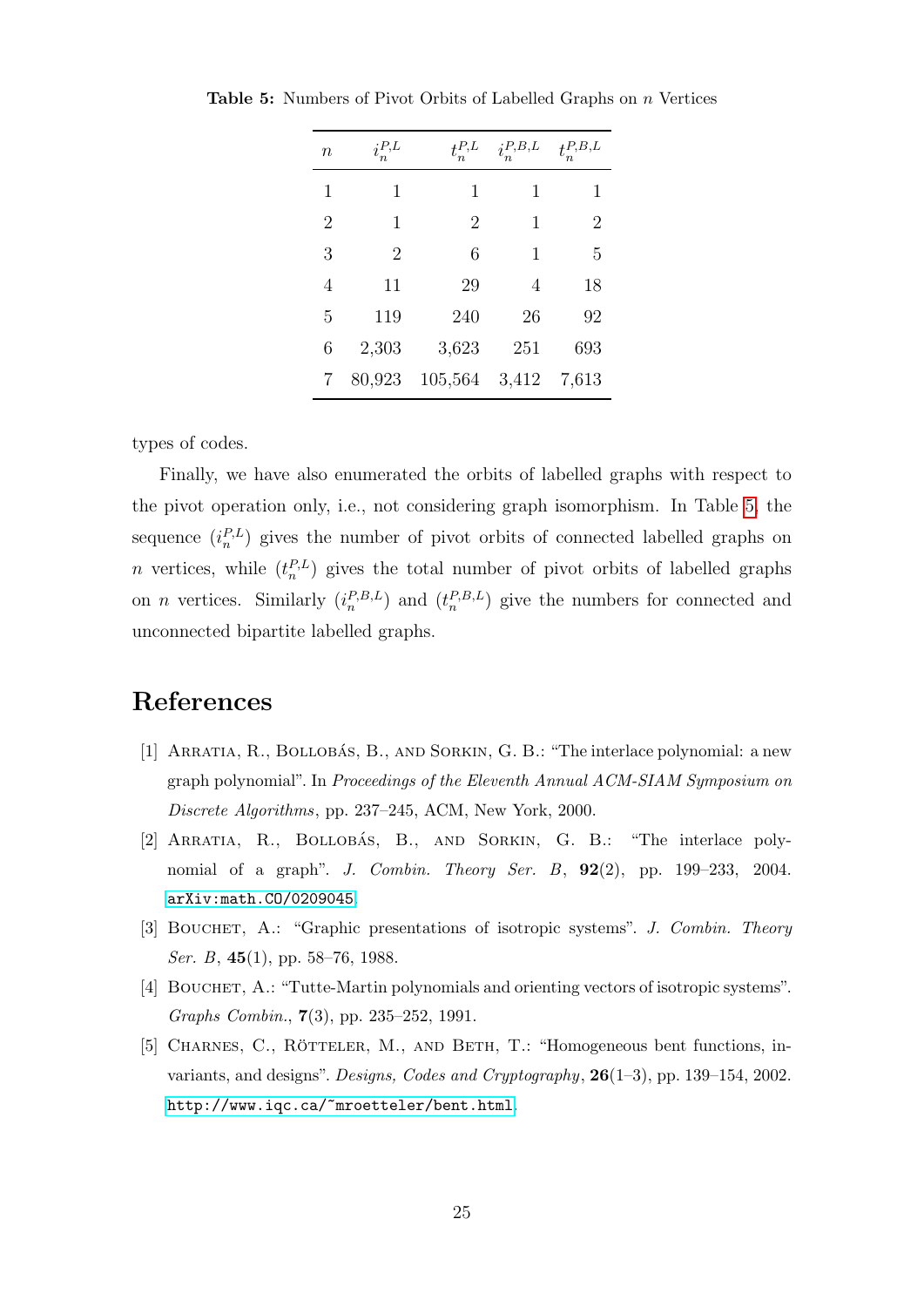**Table 5:** Numbers of Pivot Orbits of Labelled Graphs on $n$ Vertices

| $n$ | $i_n^{P,L}$ | $t_n^{P,L}$ | $i_n^{P,B,L}$ | $t_n^{P,B,L}$ |
|---|---|---|---|---|
| 1 | 1 | 1 | 1 | 1 |
| 2 | 1 | 2 | 1 | 2 |
| 3 | 2 | 6 | 1 | 5 |
| 4 | 11 | 29 | 4 | 18 |
| 5 | 119 | 240 | 26 | 92 |
| 6 | 2,303 | 3,623 | 251 | 693 |
| 7 | 80,923 | 105,564 | 3,412 | 7,613 |

types of codes.

Finally, we have also enumerated the orbits of labelled graphs with respect to the pivot operation only, i.e., not considering graph isomorphism. In Table 5, the sequence $(i_n^{P,L})$ gives the number of pivot orbits of connected labelled graphs on $n$ vertices, while $(t_n^{P,L})$ gives the total number of pivot orbits of labelled graphs on $n$ vertices. Similarly $(i_n^{P,B,L})$ and $(t_n^{P,B,L})$ give the numbers for connected and unconnected bipartite labelled graphs.

## References

[1] Arratia, R., Bollobás, B., and Sorkin, G. B.: "The interlace polynomial: a new graph polynomial". In *Proceedings of the Eleventh Annual ACM-SIAM Symposium on Discrete Algorithms*, pp. 237–245, ACM, New York, 2000.

[2] Arratia, R., Bollobás, B., and Sorkin, G. B.: "The interlace polynomial of a graph". *J. Combin. Theory Ser. B*, **92**(2), pp. 199–233, 2004. arXiv:math.CO/0209045.

[3] Bouchet, A.: "Graphic presentations of isotropic systems". *J. Combin. Theory Ser. B*, **45**(1), pp. 58–76, 1988.

[4] Bouchet, A.: "Tutte-Martin polynomials and orienting vectors of isotropic systems". *Graphs Combin.*, **7**(3), pp. 235–252, 1991.

[5] Charnes, C., Rötteler, M., and Beth, T.: "Homogeneous bent functions, invariants, and designs". *Designs, Codes and Cryptography*, **26**(1–3), pp. 139–154, 2002. http://www.iqc.ca/~mroetteler/bent.html.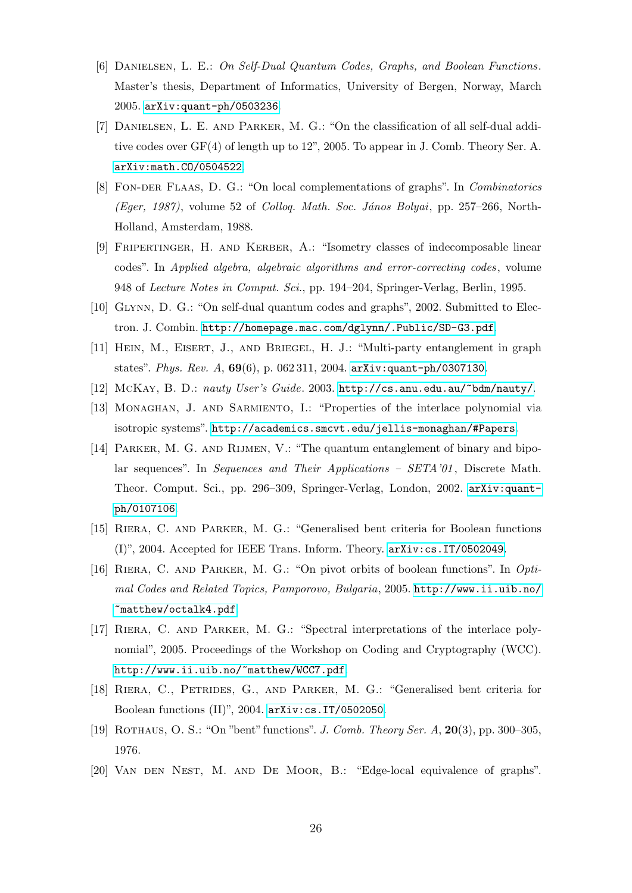[6] Danielsen, L. E.: *On Self-Dual Quantum Codes, Graphs, and Boolean Functions*. Master's thesis, Department of Informatics, University of Bergen, Norway, March 2005. arXiv:quant-ph/0503236.

[7] Danielsen, L. E. and Parker, M. G.: "On the classification of all self-dual additive codes over GF(4) of length up to 12", 2005. To appear in J. Comb. Theory Ser. A. arXiv:math.CO/0504522.

[8] Fon-der Flaas, D. G.: "On local complementations of graphs". In *Combinatorics (Eger, 1987)*, volume 52 of *Colloq. Math. Soc. János Bolyai*, pp. 257–266, North-Holland, Amsterdam, 1988.

[9] Fripertinger, H. and Kerber, A.: "Isometry classes of indecomposable linear codes". In *Applied algebra, algebraic algorithms and error-correcting codes*, volume 948 of *Lecture Notes in Comput. Sci.*, pp. 194–204, Springer-Verlag, Berlin, 1995.

[10] Glynn, D. G.: "On self-dual quantum codes and graphs", 2002. Submitted to Electron. J. Combin. http://homepage.mac.com/dglynn/.Public/SD-G3.pdf.

[11] Hein, M., Eisert, J., and Briegel, H. J.: "Multi-party entanglement in graph states". *Phys. Rev. A*, **69**(6), p. 062 311, 2004. arXiv:quant-ph/0307130.

[12] McKay, B. D.: *nauty User's Guide*. 2003. http://cs.anu.edu.au/~bdm/nauty/.

[13] Monaghan, J. and Sarmiento, I.: "Properties of the interlace polynomial via isotropic systems". http://academics.smcvt.edu/jellis-monaghan/#Papers.

[14] Parker, M. G. and Rijmen, V.: "The quantum entanglement of binary and bipolar sequences". In *Sequences and Their Applications – SETA'01*, Discrete Math. Theor. Comput. Sci., pp. 296–309, Springer-Verlag, London, 2002. arXiv:quant-ph/0107106.

[15] Riera, C. and Parker, M. G.: "Generalised bent criteria for Boolean functions (I)", 2004. Accepted for IEEE Trans. Inform. Theory. arXiv:cs.IT/0502049.

[16] Riera, C. and Parker, M. G.: "On pivot orbits of boolean functions". In *Optimal Codes and Related Topics, Pamporovo, Bulgaria*, 2005. http://www.ii.uib.no/~matthew/octalk4.pdf.

[17] Riera, C. and Parker, M. G.: "Spectral interpretations of the interlace polynomial", 2005. Proceedings of the Workshop on Coding and Cryptography (WCC). http://www.ii.uib.no/~matthew/WCC7.pdf.

[18] Riera, C., Petrides, G., and Parker, M. G.: "Generalised bent criteria for Boolean functions (II)", 2004. arXiv:cs.IT/0502050.

[19] Rothaus, O. S.: "On "bent" functions". *J. Comb. Theory Ser. A*, **20**(3), pp. 300–305, 1976.

[20] Van den Nest, M. and De Moor, B.: "Edge-local equivalence of graphs".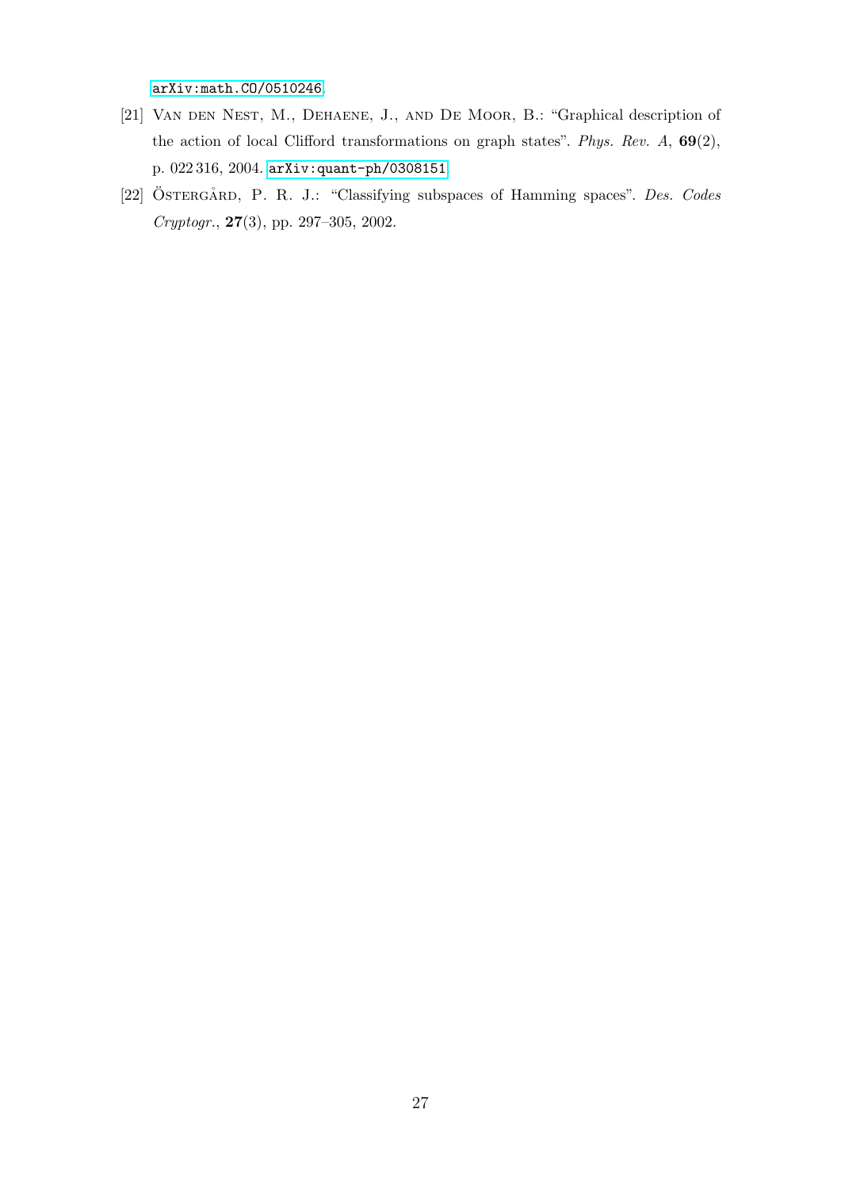arXiv:math.CO/0510246.

[21] Van den Nest, M., Dehaene, J., and De Moor, B.: "Graphical description of the action of local Clifford transformations on graph states". *Phys. Rev. A*, **69**(2), p. 022 316, 2004. arXiv:quant-ph/0308151.

[22] Östergård, P. R. J.: "Classifying subspaces of Hamming spaces". *Des. Codes Cryptogr.*, **27**(3), pp. 297–305, 2002.